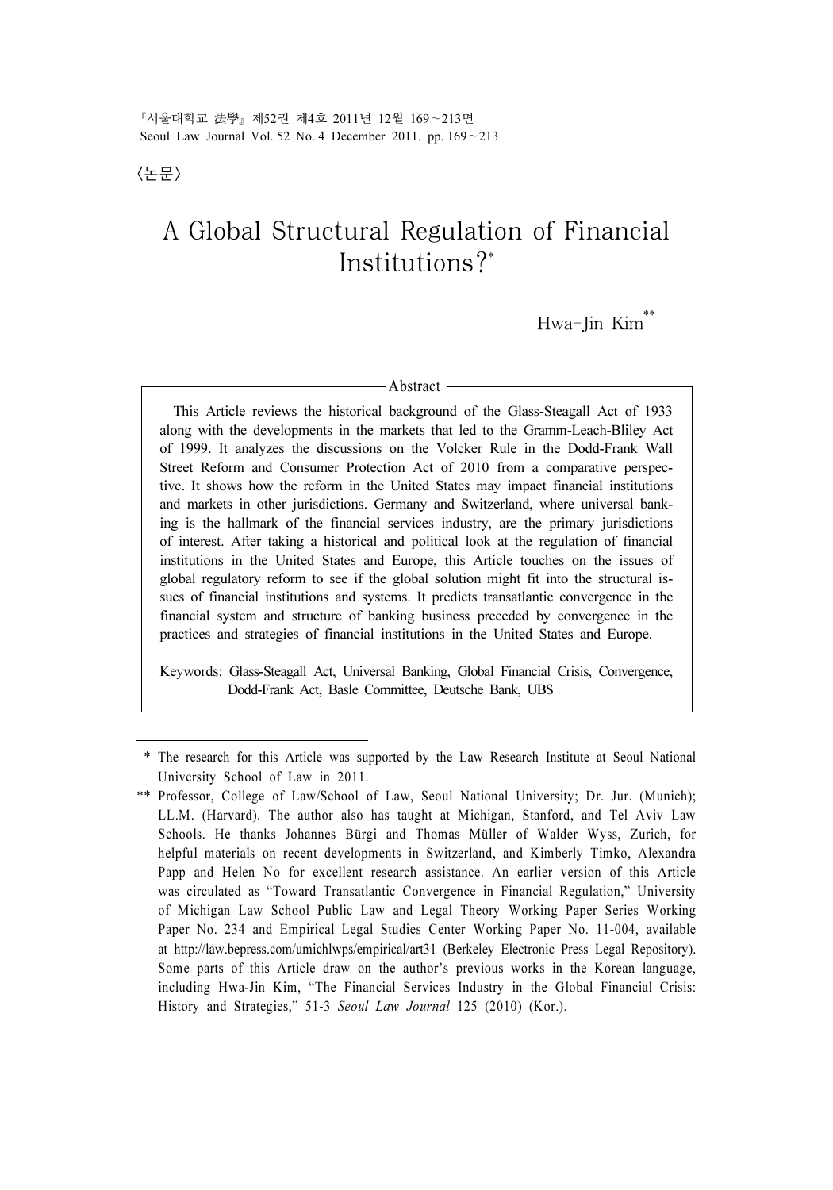〈논문〉

# A Global Structural Regulation of Financial Institutions?*

Hwa-Jin Kim**

Abstract

This Article reviews the historical background of the Glass-Steagall Act of 1933 along with the developments in the markets that led to the Gramm-Leach-Bliley Act of 1999. It analyzes the discussions on the Volcker Rule in the Dodd-Frank Wall Street Reform and Consumer Protection Act of 2010 from a comparative perspective. It shows how the reform in the United States may impact financial institutions and markets in other jurisdictions. Germany and Switzerland, where universal banking is the hallmark of the financial services industry, are the primary jurisdictions of interest. After taking a historical and political look at the regulation of financial institutions in the United States and Europe, this Article touches on the issues of global regulatory reform to see if the global solution might fit into the structural issues of financial institutions and systems. It predicts transatlantic convergence in the financial system and structure of banking business preceded by convergence in the practices and strategies of financial institutions in the United States and Europe.

Keywords: Glass-Steagall Act, Universal Banking, Global Financial Crisis, Convergence, Dodd-Frank Act, Basle Committee, Deutsche Bank, UBS

---

\* The research for this Article was supported by the Law Research Institute at Seoul National University School of Law in 2011.

\*\* Professor, College of Law/School of Law, Seoul National University; Dr. Jur. (Munich); LL.M. (Harvard). The author also has taught at Michigan, Stanford, and Tel Aviv Law Schools. He thanks Johannes Bürgi and Thomas Müller of Walder Wyss, Zurich, for helpful materials on recent developments in Switzerland, and Kimberly Timko, Alexandra Papp and Helen No for excellent research assistance. An earlier version of this Article was circulated as "Toward Transatlantic Convergence in Financial Regulation," University of Michigan Law School Public Law and Legal Theory Working Paper Series Working Paper No. 234 and Empirical Legal Studies Center Working Paper No. 11-004, available at http://law.bepress.com/umichlwps/empirical/art31 (Berkeley Electronic Press Legal Repository). Some parts of this Article draw on the author's previous works in the Korean language, including Hwa-Jin Kim, "The Financial Services Industry in the Global Financial Crisis: History and Strategies," 51-3 *Seoul Law Journal* 125 (2010) (Kor.).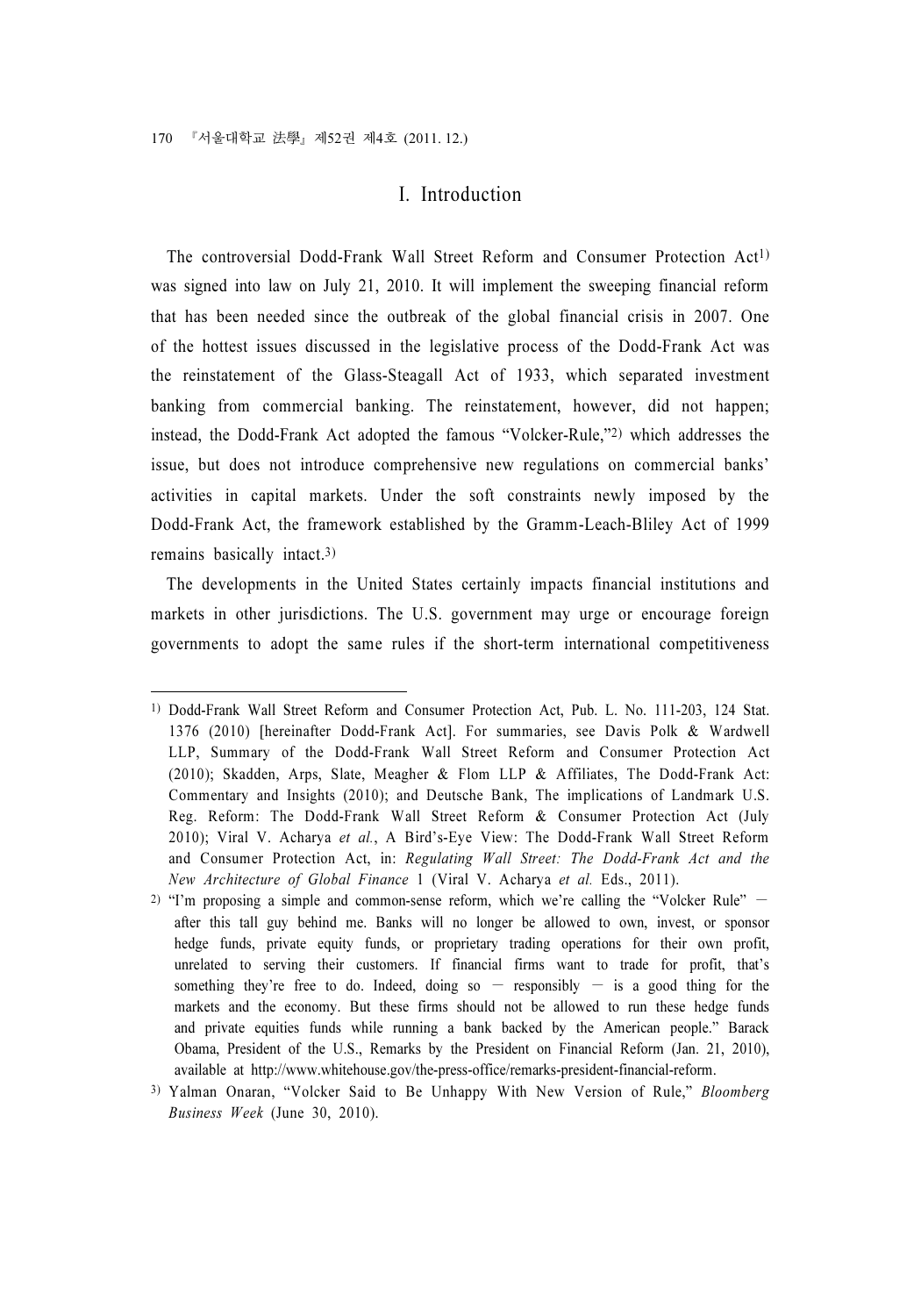# I. Introduction

The controversial Dodd-Frank Wall Street Reform and Consumer Protection Act[1] was signed into law on July 21, 2010. It will implement the sweeping financial reform that has been needed since the outbreak of the global financial crisis in 2007. One of the hottest issues discussed in the legislative process of the Dodd-Frank Act was the reinstatement of the Glass-Steagall Act of 1933, which separated investment banking from commercial banking. The reinstatement, however, did not happen; instead, the Dodd-Frank Act adopted the famous "Volcker-Rule,"[2] which addresses the issue, but does not introduce comprehensive new regulations on commercial banks' activities in capital markets. Under the soft constraints newly imposed by the Dodd-Frank Act, the framework established by the Gramm-Leach-Bliley Act of 1999 remains basically intact.[3]

The developments in the United States certainly impacts financial institutions and markets in other jurisdictions. The U.S. government may urge or encourage foreign governments to adopt the same rules if the short-term international competitiveness

---

1) Dodd-Frank Wall Street Reform and Consumer Protection Act, Pub. L. No. 111-203, 124 Stat. 1376 (2010) [hereinafter Dodd-Frank Act]. For summaries, see Davis Polk & Wardwell LLP, Summary of the Dodd-Frank Wall Street Reform and Consumer Protection Act (2010); Skadden, Arps, Slate, Meagher & Flom LLP & Affiliates, The Dodd-Frank Act: Commentary and Insights (2010); and Deutsche Bank, The implications of Landmark U.S. Reg. Reform: The Dodd-Frank Wall Street Reform & Consumer Protection Act (July 2010); Viral V. Acharya *et al.*, A Bird's-Eye View: The Dodd-Frank Wall Street Reform and Consumer Protection Act, in: *Regulating Wall Street: The Dodd-Frank Act and the New Architecture of Global Finance* 1 (Viral V. Acharya *et al.* Eds., 2011).

2) "I'm proposing a simple and common-sense reform, which we're calling the "Volcker Rule" — after this tall guy behind me. Banks will no longer be allowed to own, invest, or sponsor hedge funds, private equity funds, or proprietary trading operations for their own profit, unrelated to serving their customers. If financial firms want to trade for profit, that's something they're free to do. Indeed, doing so — responsibly — is a good thing for the markets and the economy. But these firms should not be allowed to run these hedge funds and private equities funds while running a bank backed by the American people." Barack Obama, President of the U.S., Remarks by the President on Financial Reform (Jan. 21, 2010), available at http://www.whitehouse.gov/the-press-office/remarks-president-financial-reform.

3) Yalman Onaran, "Volcker Said to Be Unhappy With New Version of Rule," *Bloomberg Business Week* (June 30, 2010).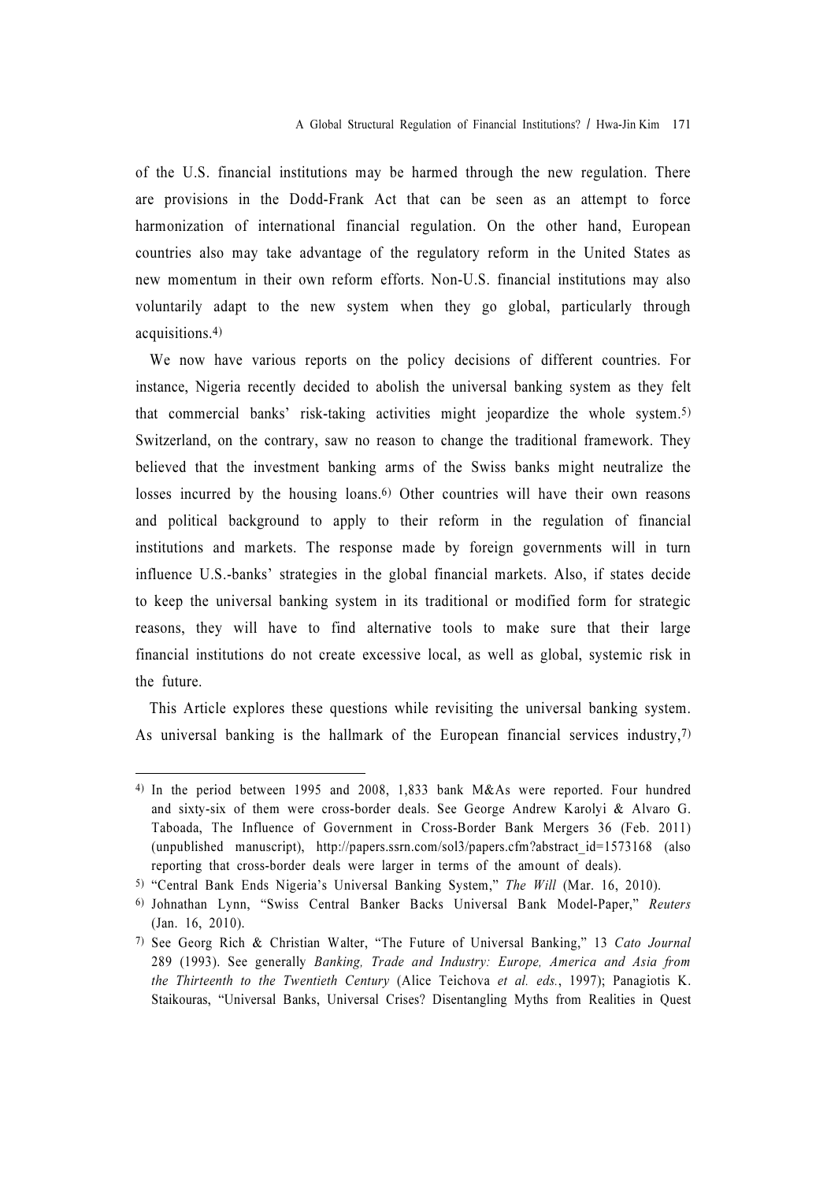of the U.S. financial institutions may be harmed through the new regulation. There are provisions in the Dodd-Frank Act that can be seen as an attempt to force harmonization of international financial regulation. On the other hand, European countries also may take advantage of the regulatory reform in the United States as new momentum in their own reform efforts. Non-U.S. financial institutions may also voluntarily adapt to the new system when they go global, particularly through acquisitions.[4)]

We now have various reports on the policy decisions of different countries. For instance, Nigeria recently decided to abolish the universal banking system as they felt that commercial banks' risk-taking activities might jeopardize the whole system.[5)] Switzerland, on the contrary, saw no reason to change the traditional framework. They believed that the investment banking arms of the Swiss banks might neutralize the losses incurred by the housing loans.[6)] Other countries will have their own reasons and political background to apply to their reform in the regulation of financial institutions and markets. The response made by foreign governments will in turn influence U.S.-banks' strategies in the global financial markets. Also, if states decide to keep the universal banking system in its traditional or modified form for strategic reasons, they will have to find alternative tools to make sure that their large financial institutions do not create excessive local, as well as global, systemic risk in the future.

This Article explores these questions while revisiting the universal banking system. As universal banking is the hallmark of the European financial services industry,[7)]

---

4) In the period between 1995 and 2008, 1,833 bank M&As were reported. Four hundred and sixty-six of them were cross-border deals. See George Andrew Karolyi & Alvaro G. Taboada, The Influence of Government in Cross-Border Bank Mergers 36 (Feb. 2011) (unpublished manuscript), http://papers.ssrn.com/sol3/papers.cfm?abstract_id=1573168 (also reporting that cross-border deals were larger in terms of the amount of deals).

5) "Central Bank Ends Nigeria's Universal Banking System," *The Will* (Mar. 16, 2010).

6) Johnathan Lynn, "Swiss Central Banker Backs Universal Bank Model-Paper," *Reuters* (Jan. 16, 2010).

7) See Georg Rich & Christian Walter, "The Future of Universal Banking," 13 *Cato Journal* 289 (1993). See generally *Banking, Trade and Industry: Europe, America and Asia from the Thirteenth to the Twentieth Century* (Alice Teichova *et al. eds.*, 1997); Panagiotis K. Staikouras, "Universal Banks, Universal Crises? Disentangling Myths from Realities in Quest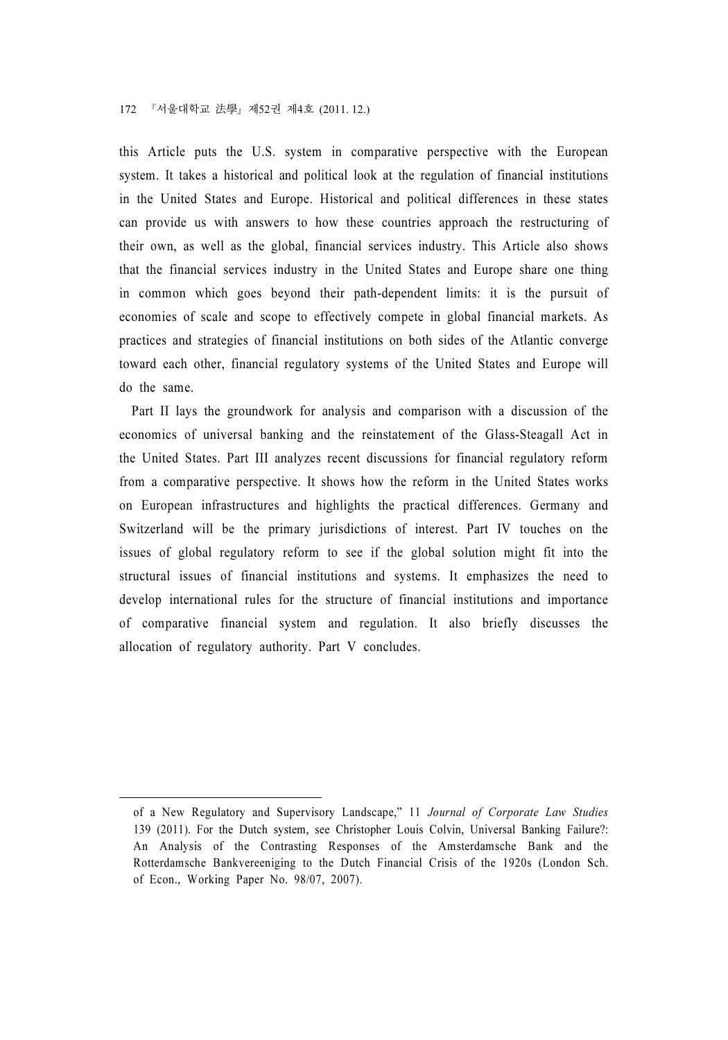this Article puts the U.S. system in comparative perspective with the European system. It takes a historical and political look at the regulation of financial institutions in the United States and Europe. Historical and political differences in these states can provide us with answers to how these countries approach the restructuring of their own, as well as the global, financial services industry. This Article also shows that the financial services industry in the United States and Europe share one thing in common which goes beyond their path-dependent limits: it is the pursuit of economies of scale and scope to effectively compete in global financial markets. As practices and strategies of financial institutions on both sides of the Atlantic converge toward each other, financial regulatory systems of the United States and Europe will do the same.

Part II lays the groundwork for analysis and comparison with a discussion of the economics of universal banking and the reinstatement of the Glass-Steagall Act in the United States. Part III analyzes recent discussions for financial regulatory reform from a comparative perspective. It shows how the reform in the United States works on European infrastructures and highlights the practical differences. Germany and Switzerland will be the primary jurisdictions of interest. Part IV touches on the issues of global regulatory reform to see if the global solution might fit into the structural issues of financial institutions and systems. It emphasizes the need to develop international rules for the structure of financial institutions and importance of comparative financial system and regulation. It also briefly discusses the allocation of regulatory authority. Part V concludes.

---

of a New Regulatory and Supervisory Landscape," 11 *Journal of Corporate Law Studies* 139 (2011). For the Dutch system, see Christopher Louis Colvin, Universal Banking Failure?: An Analysis of the Contrasting Responses of the Amsterdamsche Bank and the Rotterdamsche Bankvereeniging to the Dutch Financial Crisis of the 1920s (London Sch. of Econ., Working Paper No. 98/07, 2007).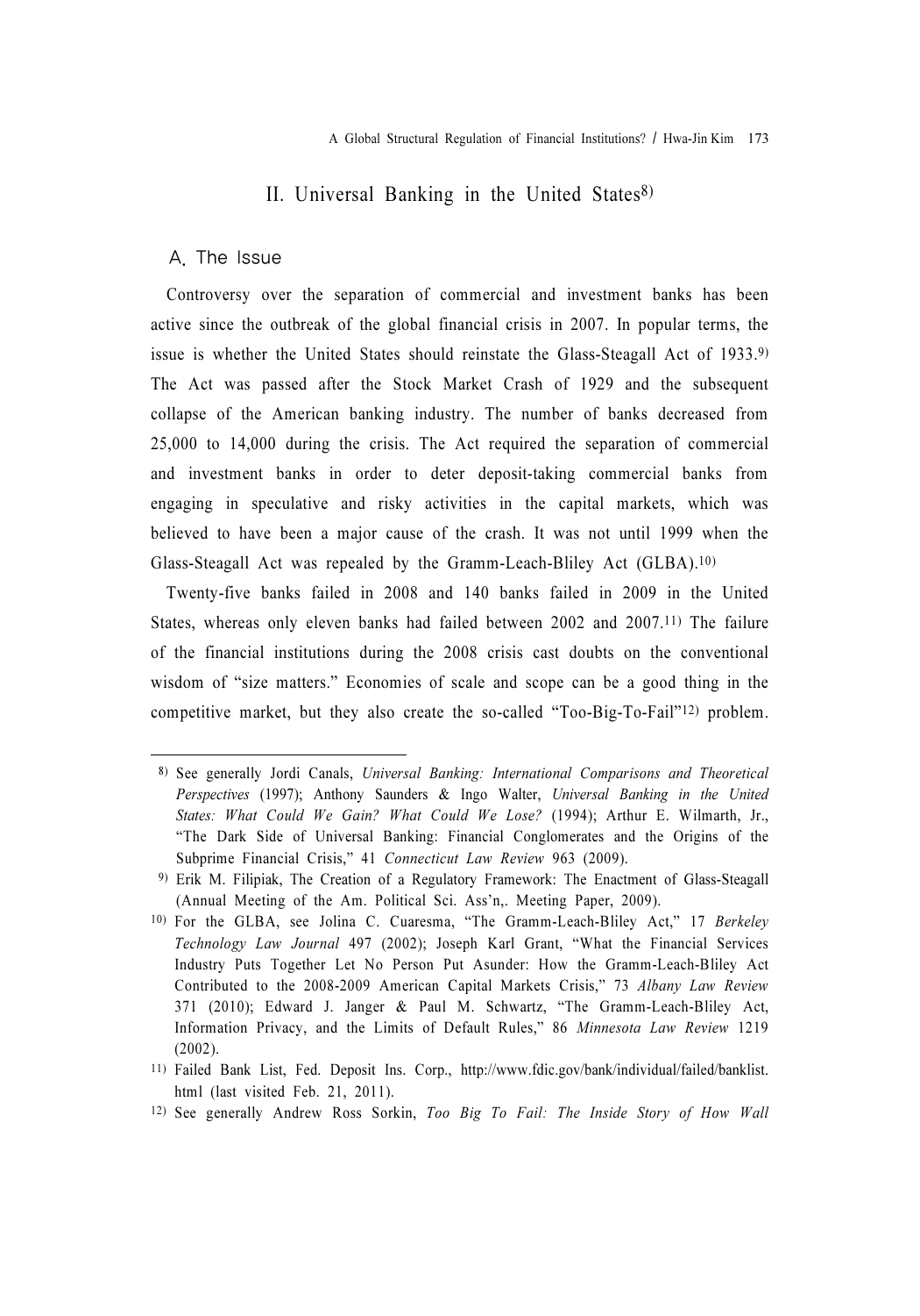## II. Universal Banking in the United States[8]

### A. The Issue

Controversy over the separation of commercial and investment banks has been active since the outbreak of the global financial crisis in 2007. In popular terms, the issue is whether the United States should reinstate the Glass-Steagall Act of 1933.[9] The Act was passed after the Stock Market Crash of 1929 and the subsequent collapse of the American banking industry. The number of banks decreased from 25,000 to 14,000 during the crisis. The Act required the separation of commercial and investment banks in order to deter deposit-taking commercial banks from engaging in speculative and risky activities in the capital markets, which was believed to have been a major cause of the crash. It was not until 1999 when the Glass-Steagall Act was repealed by the Gramm-Leach-Bliley Act (GLBA).[10]

Twenty-five banks failed in 2008 and 140 banks failed in 2009 in the United States, whereas only eleven banks had failed between 2002 and 2007.[11] The failure of the financial institutions during the 2008 crisis cast doubts on the conventional wisdom of "size matters." Economies of scale and scope can be a good thing in the competitive market, but they also create the so-called "Too-Big-To-Fail"[12] problem.

---

8) See generally Jordi Canals, *Universal Banking: International Comparisons and Theoretical Perspectives* (1997); Anthony Saunders & Ingo Walter, *Universal Banking in the United States: What Could We Gain? What Could We Lose?* (1994); Arthur E. Wilmarth, Jr., "The Dark Side of Universal Banking: Financial Conglomerates and the Origins of the Subprime Financial Crisis," 41 *Connecticut Law Review* 963 (2009).

9) Erik M. Filipiak, The Creation of a Regulatory Framework: The Enactment of Glass-Steagall (Annual Meeting of the Am. Political Sci. Ass'n,. Meeting Paper, 2009).

10) For the GLBA, see Jolina C. Cuaresma, "The Gramm-Leach-Bliley Act," 17 *Berkeley Technology Law Journal* 497 (2002); Joseph Karl Grant, "What the Financial Services Industry Puts Together Let No Person Put Asunder: How the Gramm-Leach-Bliley Act Contributed to the 2008-2009 American Capital Markets Crisis," 73 *Albany Law Review* 371 (2010); Edward J. Janger & Paul M. Schwartz, "The Gramm-Leach-Bliley Act, Information Privacy, and the Limits of Default Rules," 86 *Minnesota Law Review* 1219 (2002).

11) Failed Bank List, Fed. Deposit Ins. Corp., http://www.fdic.gov/bank/individual/failed/banklist.html (last visited Feb. 21, 2011).

12) See generally Andrew Ross Sorkin, *Too Big To Fail: The Inside Story of How Wall*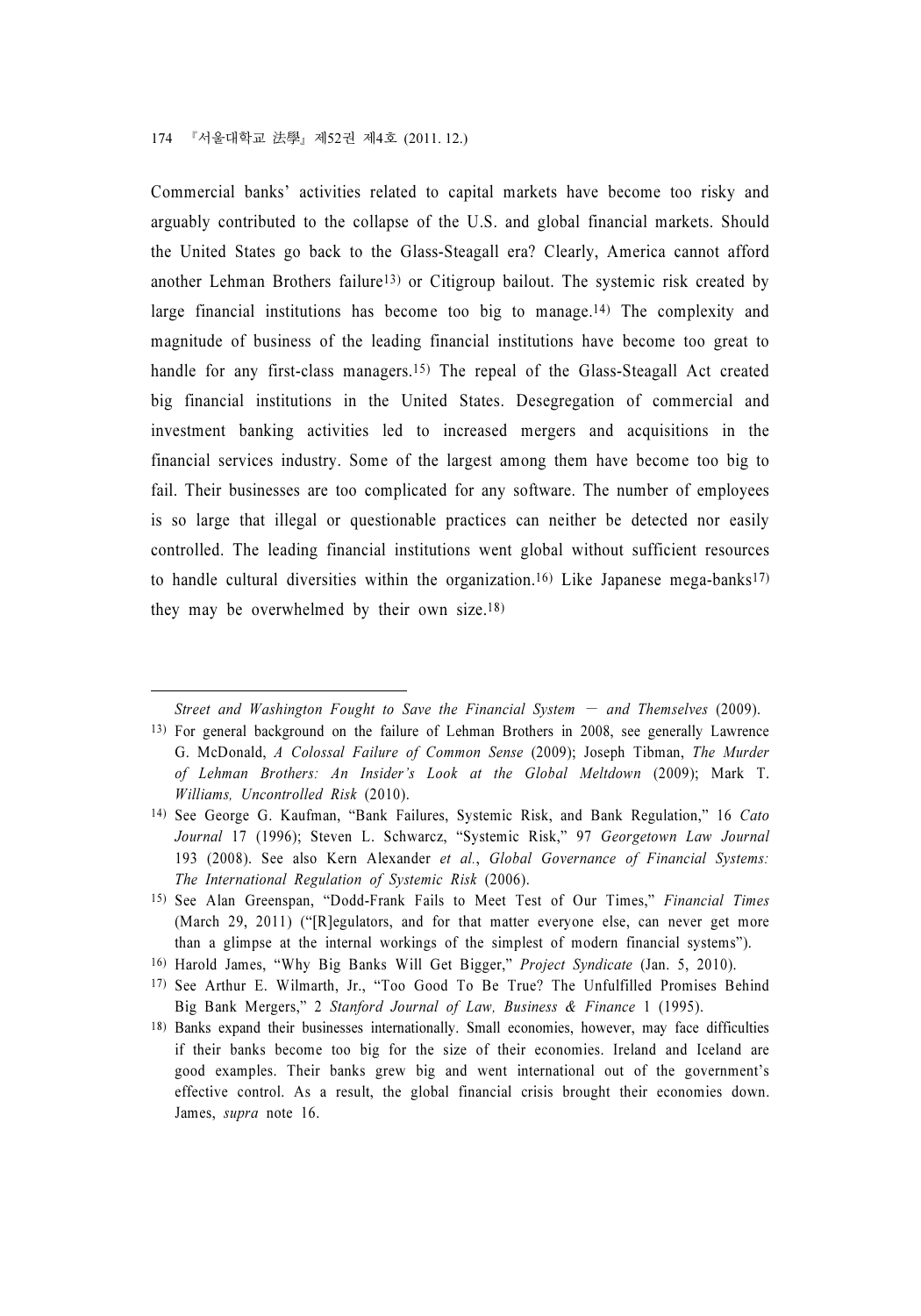Commercial banks' activities related to capital markets have become too risky and arguably contributed to the collapse of the U.S. and global financial markets. Should the United States go back to the Glass-Steagall era? Clearly, America cannot afford another Lehman Brothers failure[13] or Citigroup bailout. The systemic risk created by large financial institutions has become too big to manage.[14] The complexity and magnitude of business of the leading financial institutions have become too great to handle for any first-class managers.[15] The repeal of the Glass-Steagall Act created big financial institutions in the United States. Desegregation of commercial and investment banking activities led to increased mergers and acquisitions in the financial services industry. Some of the largest among them have become too big to fail. Their businesses are too complicated for any software. The number of employees is so large that illegal or questionable practices can neither be detected nor easily controlled. The leading financial institutions went global without sufficient resources to handle cultural diversities within the organization.[16] Like Japanese mega-banks[17] they may be overwhelmed by their own size.[18]

---

*Street and Washington Fought to Save the Financial System — and Themselves* (2009).

13) For general background on the failure of Lehman Brothers in 2008, see generally Lawrence G. McDonald, *A Colossal Failure of Common Sense* (2009); Joseph Tibman, *The Murder of Lehman Brothers: An Insider's Look at the Global Meltdown* (2009); Mark T. Williams, *Uncontrolled Risk* (2010).

14) See George G. Kaufman, "Bank Failures, Systemic Risk, and Bank Regulation," 16 *Cato Journal* 17 (1996); Steven L. Schwarcz, "Systemic Risk," 97 *Georgetown Law Journal* 193 (2008). See also Kern Alexander *et al.*, *Global Governance of Financial Systems: The International Regulation of Systemic Risk* (2006).

15) See Alan Greenspan, "Dodd-Frank Fails to Meet Test of Our Times," *Financial Times* (March 29, 2011) ("[R]egulators, and for that matter everyone else, can never get more than a glimpse at the internal workings of the simplest of modern financial systems").

16) Harold James, "Why Big Banks Will Get Bigger," *Project Syndicate* (Jan. 5, 2010).

17) See Arthur E. Wilmarth, Jr., "Too Good To Be True? The Unfulfilled Promises Behind Big Bank Mergers," 2 *Stanford Journal of Law, Business & Finance* 1 (1995).

18) Banks expand their businesses internationally. Small economies, however, may face difficulties if their banks become too big for the size of their economies. Ireland and Iceland are good examples. Their banks grew big and went international out of the government's effective control. As a result, the global financial crisis brought their economies down. James, *supra* note 16.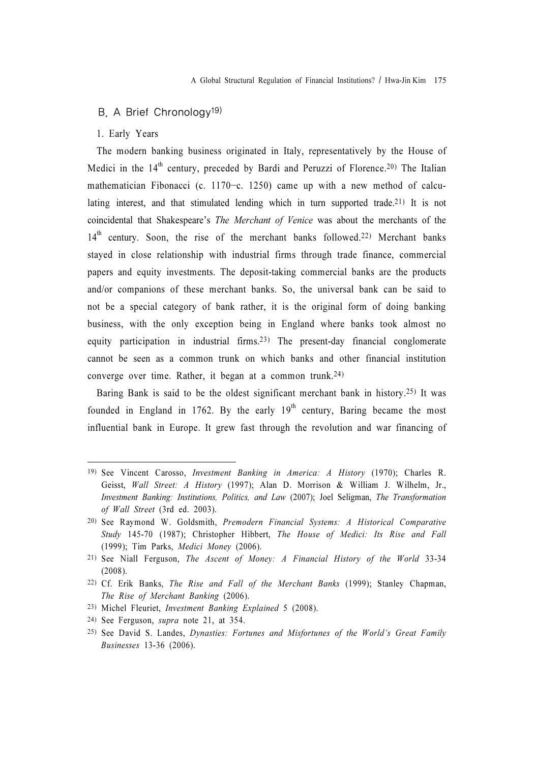## B. A Brief Chronology[19]

### 1. Early Years

The modern banking business originated in Italy, representatively by the House of Medici in the 14th century, preceded by Bardi and Peruzzi of Florence.[20] The Italian mathematician Fibonacci (c. 1170–c. 1250) came up with a new method of calculating interest, and that stimulated lending which in turn supported trade.[21] It is not coincidental that Shakespeare's *The Merchant of Venice* was about the merchants of the 14th century. Soon, the rise of the merchant banks followed.[22] Merchant banks stayed in close relationship with industrial firms through trade finance, commercial papers and equity investments. The deposit-taking commercial banks are the products and/or companions of these merchant banks. So, the universal bank can be said to not be a special category of bank rather, it is the original form of doing banking business, with the only exception being in England where banks took almost no equity participation in industrial firms.[23] The present-day financial conglomerate cannot be seen as a common trunk on which banks and other financial institution converge over time. Rather, it began at a common trunk.[24]

Baring Bank is said to be the oldest significant merchant bank in history.[25] It was founded in England in 1762. By the early 19th century, Baring became the most influential bank in Europe. It grew fast through the revolution and war financing of

---

19) See Vincent Carosso, *Investment Banking in America: A History* (1970); Charles R. Geisst, *Wall Street: A History* (1997); Alan D. Morrison & William J. Wilhelm, Jr., *Investment Banking: Institutions, Politics, and Law* (2007); Joel Seligman, *The Transformation of Wall Street* (3rd ed. 2003).

20) See Raymond W. Goldsmith, *Premodern Financial Systems: A Historical Comparative Study* 145-70 (1987); Christopher Hibbert, *The House of Medici: Its Rise and Fall* (1999); Tim Parks, *Medici Money* (2006).

21) See Niall Ferguson, *The Ascent of Money: A Financial History of the World* 33-34 (2008).

22) Cf. Erik Banks, *The Rise and Fall of the Merchant Banks* (1999); Stanley Chapman, *The Rise of Merchant Banking* (2006).

23) Michel Fleuriet, *Investment Banking Explained* 5 (2008).

24) See Ferguson, *supra* note 21, at 354.

25) See David S. Landes, *Dynasties: Fortunes and Misfortunes of the World's Great Family Businesses* 13-36 (2006).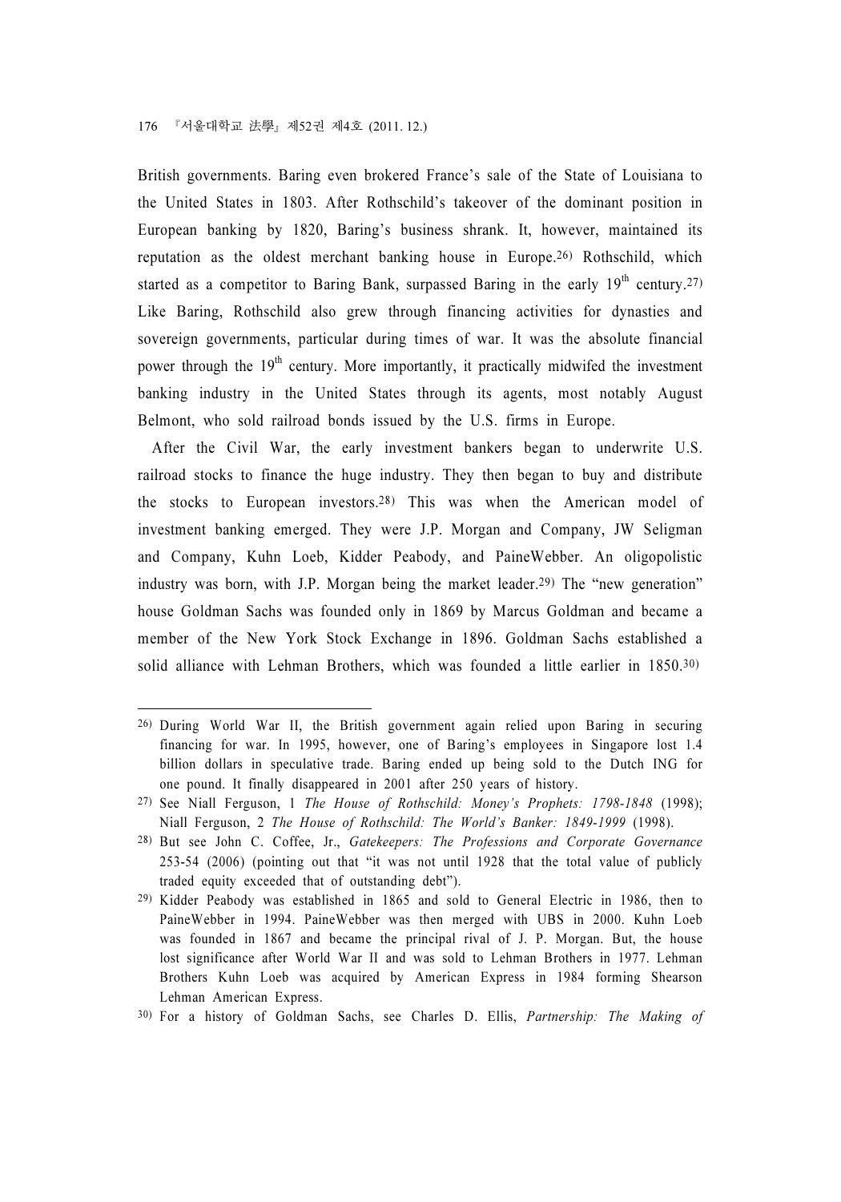British governments. Baring even brokered France's sale of the State of Louisiana to the United States in 1803. After Rothschild's takeover of the dominant position in European banking by 1820, Baring's business shrank. It, however, maintained its reputation as the oldest merchant banking house in Europe.[26] Rothschild, which started as a competitor to Baring Bank, surpassed Baring in the early 19th century.[27] Like Baring, Rothschild also grew through financing activities for dynasties and sovereign governments, particular during times of war. It was the absolute financial power through the 19th century. More importantly, it practically midwifed the investment banking industry in the United States through its agents, most notably August Belmont, who sold railroad bonds issued by the U.S. firms in Europe.

After the Civil War, the early investment bankers began to underwrite U.S. railroad stocks to finance the huge industry. They then began to buy and distribute the stocks to European investors.[28] This was when the American model of investment banking emerged. They were J.P. Morgan and Company, JW Seligman and Company, Kuhn Loeb, Kidder Peabody, and PaineWebber. An oligopolistic industry was born, with J.P. Morgan being the market leader.[29] The "new generation" house Goldman Sachs was founded only in 1869 by Marcus Goldman and became a member of the New York Stock Exchange in 1896. Goldman Sachs established a solid alliance with Lehman Brothers, which was founded a little earlier in 1850.[30]

---

26) During World War II, the British government again relied upon Baring in securing financing for war. In 1995, however, one of Baring's employees in Singapore lost 1.4 billion dollars in speculative trade. Baring ended up being sold to the Dutch ING for one pound. It finally disappeared in 2001 after 250 years of history.

27) See Niall Ferguson, 1 *The House of Rothschild: Money's Prophets: 1798-1848* (1998); Niall Ferguson, 2 *The House of Rothschild: The World's Banker: 1849-1999* (1998).

28) But see John C. Coffee, Jr., *Gatekeepers: The Professions and Corporate Governance* 253-54 (2006) (pointing out that "it was not until 1928 that the total value of publicly traded equity exceeded that of outstanding debt").

29) Kidder Peabody was established in 1865 and sold to General Electric in 1986, then to PaineWebber in 1994. PaineWebber was then merged with UBS in 2000. Kuhn Loeb was founded in 1867 and became the principal rival of J. P. Morgan. But, the house lost significance after World War II and was sold to Lehman Brothers in 1977. Lehman Brothers Kuhn Loeb was acquired by American Express in 1984 forming Shearson Lehman American Express.

30) For a history of Goldman Sachs, see Charles D. Ellis, *Partnership: The Making of*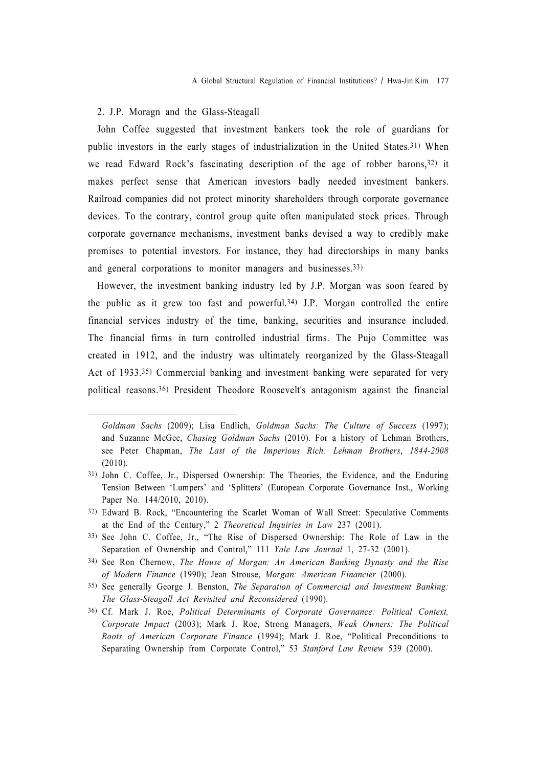## 2. J.P. Moragn and the Glass-Steagall

John Coffee suggested that investment bankers took the role of guardians for public investors in the early stages of industrialization in the United States.[31] When we read Edward Rock's fascinating description of the age of robber barons,[32] it makes perfect sense that American investors badly needed investment bankers. Railroad companies did not protect minority shareholders through corporate governance devices. To the contrary, control group quite often manipulated stock prices. Through corporate governance mechanisms, investment banks devised a way to credibly make promises to potential investors. For instance, they had directorships in many banks and general corporations to monitor managers and businesses.[33]

However, the investment banking industry led by J.P. Morgan was soon feared by the public as it grew too fast and powerful.[34] J.P. Morgan controlled the entire financial services industry of the time, banking, securities and insurance included. The financial firms in turn controlled industrial firms. The Pujo Committee was created in 1912, and the industry was ultimately reorganized by the Glass-Steagall Act of 1933.[35] Commercial banking and investment banking were separated for very political reasons.[36] President Theodore Roosevelt's antagonism against the financial

---

*Goldman Sachs* (2009); Lisa Endlich, *Goldman Sachs: The Culture of Success* (1997); and Suzanne McGee, *Chasing Goldman Sachs* (2010). For a history of Lehman Brothers, see Peter Chapman, *The Last of the Imperious Rich: Lehman Brothers*, *1844-2008* (2010).

31) John C. Coffee, Jr., Dispersed Ownership: The Theories, the Evidence, and the Enduring Tension Between 'Lumpers' and 'Splitters' (European Corporate Governance Inst., Working Paper No. 144/2010, 2010).

32) Edward B. Rock, "Encountering the Scarlet Woman of Wall Street: Speculative Comments at the End of the Century," 2 *Theoretical Inquiries in Law* 237 (2001).

33) See John C. Coffee, Jr., "The Rise of Dispersed Ownership: The Role of Law in the Separation of Ownership and Control," 111 *Yale Law Journal* 1, 27-32 (2001).

34) See Ron Chernow, *The House of Morgan: An American Banking Dynasty and the Rise of Modern Finance* (1990); Jean Strouse, *Morgan: American Financier* (2000).

35) See generally George J. Benston, *The Separation of Commercial and Investment Banking: The Glass-Steagall Act Revisited and Reconsidered* (1990).

36) Cf. Mark J. Roe, *Political Determinants of Corporate Governance: Political Context, Corporate Impact* (2003); Mark J. Roe, Strong Managers, *Weak Owners: The Political Roots of American Corporate Finance* (1994); Mark J. Roe, "Political Preconditions to Separating Ownership from Corporate Control," 53 *Stanford Law Review* 539 (2000).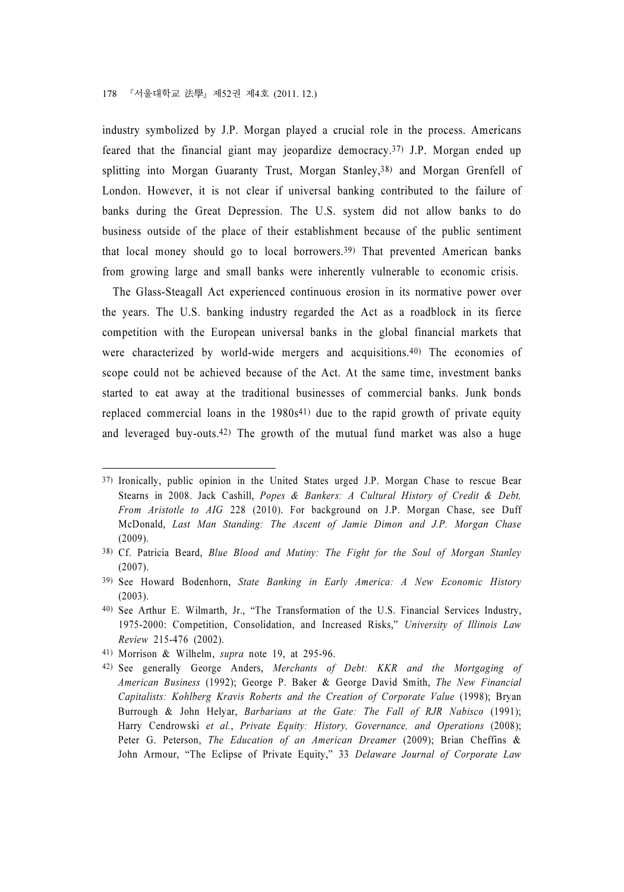industry symbolized by J.P. Morgan played a crucial role in the process. Americans feared that the financial giant may jeopardize democracy.[37] J.P. Morgan ended up splitting into Morgan Guaranty Trust, Morgan Stanley,[38] and Morgan Grenfell of London. However, it is not clear if universal banking contributed to the failure of banks during the Great Depression. The U.S. system did not allow banks to do business outside of the place of their establishment because of the public sentiment that local money should go to local borrowers.[39] That prevented American banks from growing large and small banks were inherently vulnerable to economic crisis.

The Glass-Steagall Act experienced continuous erosion in its normative power over the years. The U.S. banking industry regarded the Act as a roadblock in its fierce competition with the European universal banks in the global financial markets that were characterized by world-wide mergers and acquisitions.[40] The economies of scope could not be achieved because of the Act. At the same time, investment banks started to eat away at the traditional businesses of commercial banks. Junk bonds replaced commercial loans in the 1980s[41] due to the rapid growth of private equity and leveraged buy-outs.[42] The growth of the mutual fund market was also a huge

---

37) Ironically, public opinion in the United States urged J.P. Morgan Chase to rescue Bear Stearns in 2008. Jack Cashill, *Popes & Bankers: A Cultural History of Credit & Debt, From Aristotle to AIG* 228 (2010). For background on J.P. Morgan Chase, see Duff McDonald, *Last Man Standing: The Ascent of Jamie Dimon and J.P. Morgan Chase* (2009).

38) Cf. Patricia Beard, *Blue Blood and Mutiny: The Fight for the Soul of Morgan Stanley* (2007).

39) See Howard Bodenhorn, *State Banking in Early America: A New Economic History* (2003).

40) See Arthur E. Wilmarth, Jr., "The Transformation of the U.S. Financial Services Industry, 1975-2000: Competition, Consolidation, and Increased Risks," *University of Illinois Law Review* 215-476 (2002).

41) Morrison & Wilhelm, *supra* note 19, at 295-96.

42) See generally George Anders, *Merchants of Debt: KKR and the Mortgaging of American Business* (1992); George P. Baker & George David Smith, *The New Financial Capitalists: Kohlberg Kravis Roberts and the Creation of Corporate Value* (1998); Bryan Burrough & John Helyar, *Barbarians at the Gate: The Fall of RJR Nabisco* (1991); Harry Cendrowski *et al.*, *Private Equity: History, Governance, and Operations* (2008); Peter G. Peterson, *The Education of an American Dreamer* (2009); Brian Cheffins & John Armour, "The Eclipse of Private Equity," 33 *Delaware Journal of Corporate Law*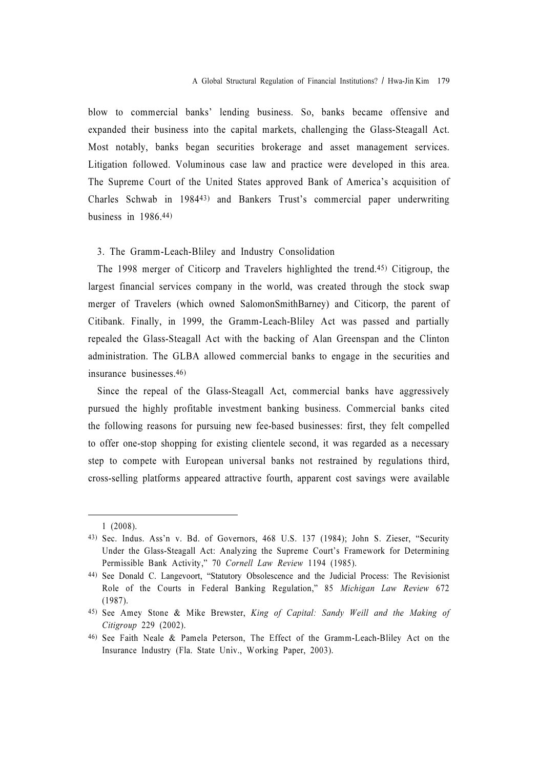blow to commercial banks' lending business. So, banks became offensive and expanded their business into the capital markets, challenging the Glass-Steagall Act. Most notably, banks began securities brokerage and asset management services. Litigation followed. Voluminous case law and practice were developed in this area. The Supreme Court of the United States approved Bank of America's acquisition of Charles Schwab in 1984[43] and Bankers Trust's commercial paper underwriting business in 1986.[44]

### 3. The Gramm-Leach-Bliley and Industry Consolidation

The 1998 merger of Citicorp and Travelers highlighted the trend.[45] Citigroup, the largest financial services company in the world, was created through the stock swap merger of Travelers (which owned SalomonSmithBarney) and Citicorp, the parent of Citibank. Finally, in 1999, the Gramm-Leach-Bliley Act was passed and partially repealed the Glass-Steagall Act with the backing of Alan Greenspan and the Clinton administration. The GLBA allowed commercial banks to engage in the securities and insurance businesses.[46]

Since the repeal of the Glass-Steagall Act, commercial banks have aggressively pursued the highly profitable investment banking business. Commercial banks cited the following reasons for pursuing new fee-based businesses: first, they felt compelled to offer one-stop shopping for existing clientele second, it was regarded as a necessary step to compete with European universal banks not restrained by regulations third, cross-selling platforms appeared attractive fourth, apparent cost savings were available

---

1 (2008).

43) Sec. Indus. Ass'n v. Bd. of Governors, 468 U.S. 137 (1984); John S. Zieser, "Security Under the Glass-Steagall Act: Analyzing the Supreme Court's Framework for Determining Permissible Bank Activity," 70 *Cornell Law Review* 1194 (1985).

44) See Donald C. Langevoort, "Statutory Obsolescence and the Judicial Process: The Revisionist Role of the Courts in Federal Banking Regulation," 85 *Michigan Law Review* 672 (1987).

45) See Amey Stone & Mike Brewster, *King of Capital: Sandy Weill and the Making of Citigroup* 229 (2002).

46) See Faith Neale & Pamela Peterson, The Effect of the Gramm-Leach-Bliley Act on the Insurance Industry (Fla. State Univ., Working Paper, 2003).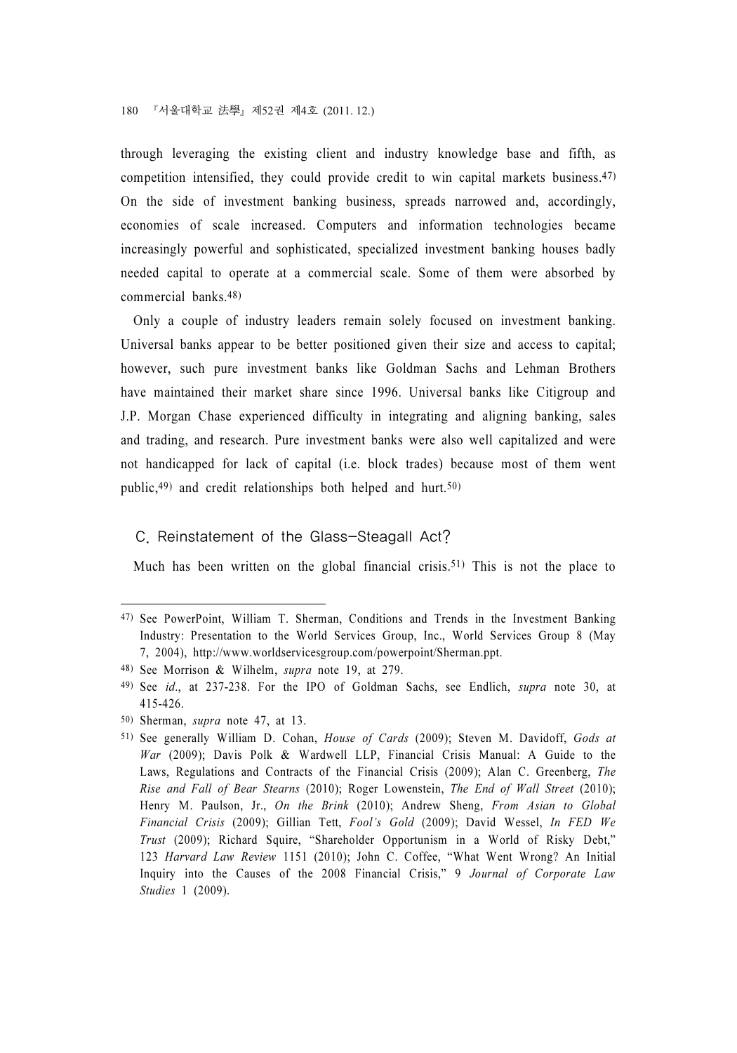through leveraging the existing client and industry knowledge base and fifth, as competition intensified, they could provide credit to win capital markets business.[47] On the side of investment banking business, spreads narrowed and, accordingly, economies of scale increased. Computers and information technologies became increasingly powerful and sophisticated, specialized investment banking houses badly needed capital to operate at a commercial scale. Some of them were absorbed by commercial banks.[48]

Only a couple of industry leaders remain solely focused on investment banking. Universal banks appear to be better positioned given their size and access to capital; however, such pure investment banks like Goldman Sachs and Lehman Brothers have maintained their market share since 1996. Universal banks like Citigroup and J.P. Morgan Chase experienced difficulty in integrating and aligning banking, sales and trading, and research. Pure investment banks were also well capitalized and were not handicapped for lack of capital (i.e. block trades) because most of them went public,[49] and credit relationships both helped and hurt.[50]

### C. Reinstatement of the Glass-Steagall Act?

Much has been written on the global financial crisis.[51] This is not the place to

---

47) See PowerPoint, William T. Sherman, Conditions and Trends in the Investment Banking Industry: Presentation to the World Services Group, Inc., World Services Group 8 (May 7, 2004), http://www.worldservicesgroup.com/powerpoint/Sherman.ppt.

48) See Morrison & Wilhelm, *supra* note 19, at 279.

49) See *id*., at 237-238. For the IPO of Goldman Sachs, see Endlich, *supra* note 30, at 415-426.

50) Sherman, *supra* note 47, at 13.

51) See generally William D. Cohan, *House of Cards* (2009); Steven M. Davidoff, *Gods at War* (2009); Davis Polk & Wardwell LLP, Financial Crisis Manual: A Guide to the Laws, Regulations and Contracts of the Financial Crisis (2009); Alan C. Greenberg, *The Rise and Fall of Bear Stearns* (2010); Roger Lowenstein, *The End of Wall Street* (2010); Henry M. Paulson, Jr., *On the Brink* (2010); Andrew Sheng, *From Asian to Global Financial Crisis* (2009); Gillian Tett, *Fool's Gold* (2009); David Wessel, *In FED We Trust* (2009); Richard Squire, "Shareholder Opportunism in a World of Risky Debt," 123 *Harvard Law Review* 1151 (2010); John C. Coffee, "What Went Wrong? An Initial Inquiry into the Causes of the 2008 Financial Crisis," 9 *Journal of Corporate Law Studies* 1 (2009).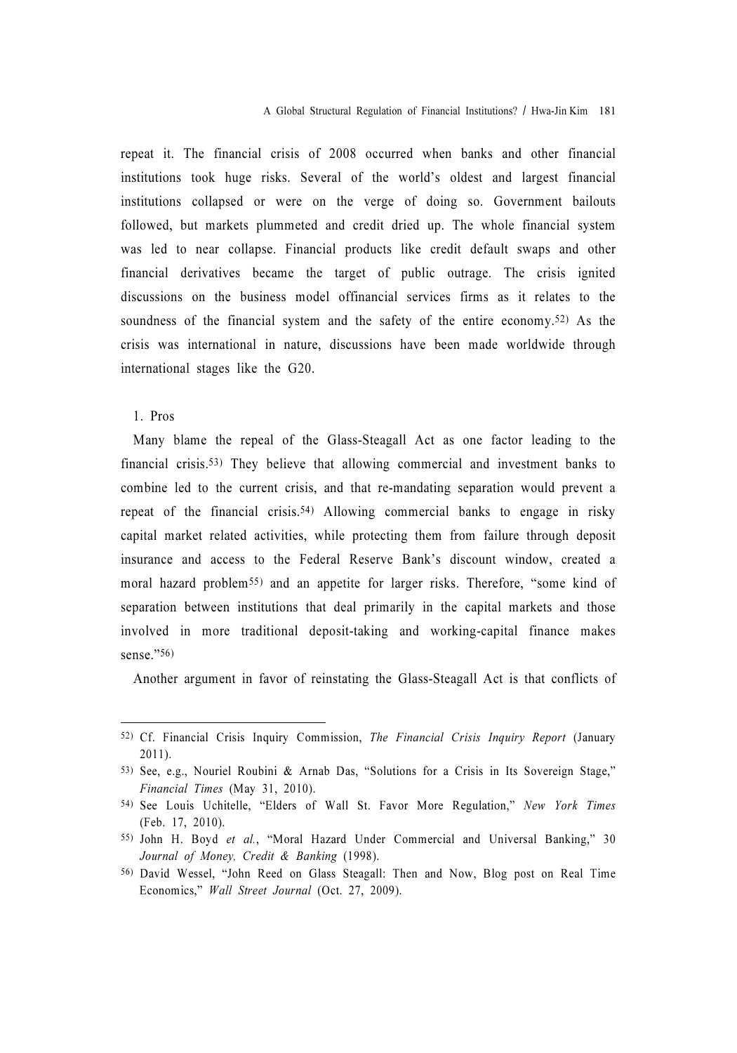repeat it. The financial crisis of 2008 occurred when banks and other financial institutions took huge risks. Several of the world's oldest and largest financial institutions collapsed or were on the verge of doing so. Government bailouts followed, but markets plummeted and credit dried up. The whole financial system was led to near collapse. Financial products like credit default swaps and other financial derivatives became the target of public outrage. The crisis ignited discussions on the business model offinancial services firms as it relates to the soundness of the financial system and the safety of the entire economy.[52] As the crisis was international in nature, discussions have been made worldwide through international stages like the G20.

### 1. Pros

Many blame the repeal of the Glass-Steagall Act as one factor leading to the financial crisis.[53] They believe that allowing commercial and investment banks to combine led to the current crisis, and that re-mandating separation would prevent a repeat of the financial crisis.[54] Allowing commercial banks to engage in risky capital market related activities, while protecting them from failure through deposit insurance and access to the Federal Reserve Bank's discount window, created a moral hazard problem[55] and an appetite for larger risks. Therefore, "some kind of separation between institutions that deal primarily in the capital markets and those involved in more traditional deposit-taking and working-capital finance makes sense."[56]

Another argument in favor of reinstating the Glass-Steagall Act is that conflicts of

---

52) Cf. Financial Crisis Inquiry Commission, *The Financial Crisis Inquiry Report* (January 2011).

53) See, e.g., Nouriel Roubini & Arnab Das, "Solutions for a Crisis in Its Sovereign Stage," *Financial Times* (May 31, 2010).

54) See Louis Uchitelle, "Elders of Wall St. Favor More Regulation," *New York Times* (Feb. 17, 2010).

55) John H. Boyd *et al.*, "Moral Hazard Under Commercial and Universal Banking," 30 *Journal of Money, Credit & Banking* (1998).

56) David Wessel, "John Reed on Glass Steagall: Then and Now, Blog post on Real Time Economics," *Wall Street Journal* (Oct. 27, 2009).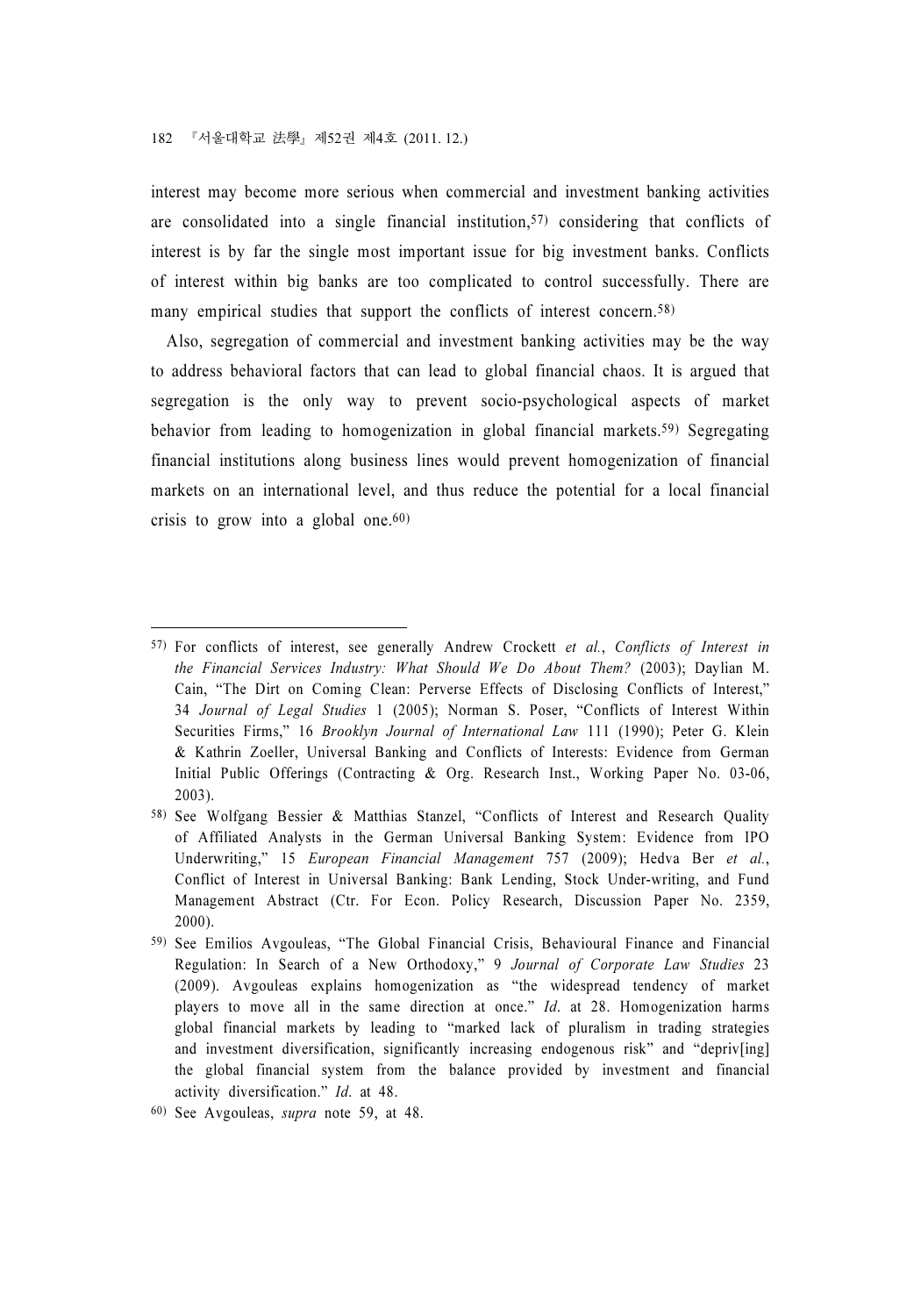interest may become more serious when commercial and investment banking activities are consolidated into a single financial institution,[57] considering that conflicts of interest is by far the single most important issue for big investment banks. Conflicts of interest within big banks are too complicated to control successfully. There are many empirical studies that support the conflicts of interest concern.[58]

Also, segregation of commercial and investment banking activities may be the way to address behavioral factors that can lead to global financial chaos. It is argued that segregation is the only way to prevent socio-psychological aspects of market behavior from leading to homogenization in global financial markets.[59] Segregating financial institutions along business lines would prevent homogenization of financial markets on an international level, and thus reduce the potential for a local financial crisis to grow into a global one.[60]

---

57) For conflicts of interest, see generally Andrew Crockett *et al.*, *Conflicts of Interest in the Financial Services Industry: What Should We Do About Them?* (2003); Daylian M. Cain, "The Dirt on Coming Clean: Perverse Effects of Disclosing Conflicts of Interest," 34 *Journal of Legal Studies* 1 (2005); Norman S. Poser, "Conflicts of Interest Within Securities Firms," 16 *Brooklyn Journal of International Law* 111 (1990); Peter G. Klein & Kathrin Zoeller, Universal Banking and Conflicts of Interests: Evidence from German Initial Public Offerings (Contracting & Org. Research Inst., Working Paper No. 03-06, 2003).

58) See Wolfgang Bessier & Matthias Stanzel, "Conflicts of Interest and Research Quality of Affiliated Analysts in the German Universal Banking System: Evidence from IPO Underwriting," 15 *European Financial Management* 757 (2009); Hedva Ber *et al.*, Conflict of Interest in Universal Banking: Bank Lending, Stock Under-writing, and Fund Management Abstract (Ctr. For Econ. Policy Research, Discussion Paper No. 2359, 2000).

59) See Emilios Avgouleas, "The Global Financial Crisis, Behavioural Finance and Financial Regulation: In Search of a New Orthodoxy," 9 *Journal of Corporate Law Studies* 23 (2009). Avgouleas explains homogenization as "the widespread tendency of market players to move all in the same direction at once." *Id.* at 28. Homogenization harms global financial markets by leading to "marked lack of pluralism in trading strategies and investment diversification, significantly increasing endogenous risk" and "depriv[ing] the global financial system from the balance provided by investment and financial activity diversification." *Id.* at 48.

60) See Avgouleas, *supra* note 59, at 48.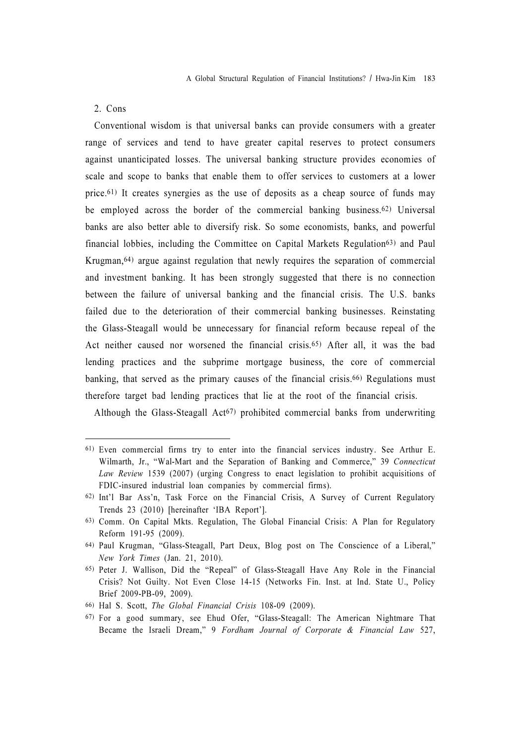## 2. Cons

Conventional wisdom is that universal banks can provide consumers with a greater range of services and tend to have greater capital reserves to protect consumers against unanticipated losses. The universal banking structure provides economies of scale and scope to banks that enable them to offer services to customers at a lower price.[61] It creates synergies as the use of deposits as a cheap source of funds may be employed across the border of the commercial banking business.[62] Universal banks are also better able to diversify risk. So some economists, banks, and powerful financial lobbies, including the Committee on Capital Markets Regulation[63] and Paul Krugman,[64] argue against regulation that newly requires the separation of commercial and investment banking. It has been strongly suggested that there is no connection between the failure of universal banking and the financial crisis. The U.S. banks failed due to the deterioration of their commercial banking businesses. Reinstating the Glass-Steagall would be unnecessary for financial reform because repeal of the Act neither caused nor worsened the financial crisis.[65] After all, it was the bad lending practices and the subprime mortgage business, the core of commercial banking, that served as the primary causes of the financial crisis.[66] Regulations must therefore target bad lending practices that lie at the root of the financial crisis.

Although the Glass-Steagall Act[67] prohibited commercial banks from underwriting

---

61) Even commercial firms try to enter into the financial services industry. See Arthur E. Wilmarth, Jr., "Wal-Mart and the Separation of Banking and Commerce," 39 *Connecticut Law Review* 1539 (2007) (urging Congress to enact legislation to prohibit acquisitions of FDIC-insured industrial loan companies by commercial firms).

62) Int'l Bar Ass'n, Task Force on the Financial Crisis, A Survey of Current Regulatory Trends 23 (2010) [hereinafter 'IBA Report'].

63) Comm. On Capital Mkts. Regulation, The Global Financial Crisis: A Plan for Regulatory Reform 191-95 (2009).

64) Paul Krugman, "Glass-Steagall, Part Deux, Blog post on The Conscience of a Liberal," *New York Times* (Jan. 21, 2010).

65) Peter J. Wallison, Did the "Repeal" of Glass-Steagall Have Any Role in the Financial Crisis? Not Guilty. Not Even Close 14-15 (Networks Fin. Inst. at Ind. State U., Policy Brief 2009-PB-09, 2009).

66) Hal S. Scott, *The Global Financial Crisis* 108-09 (2009).

67) For a good summary, see Ehud Ofer, "Glass-Steagall: The American Nightmare That Became the Israeli Dream," 9 *Fordham Journal of Corporate & Financial Law* 527,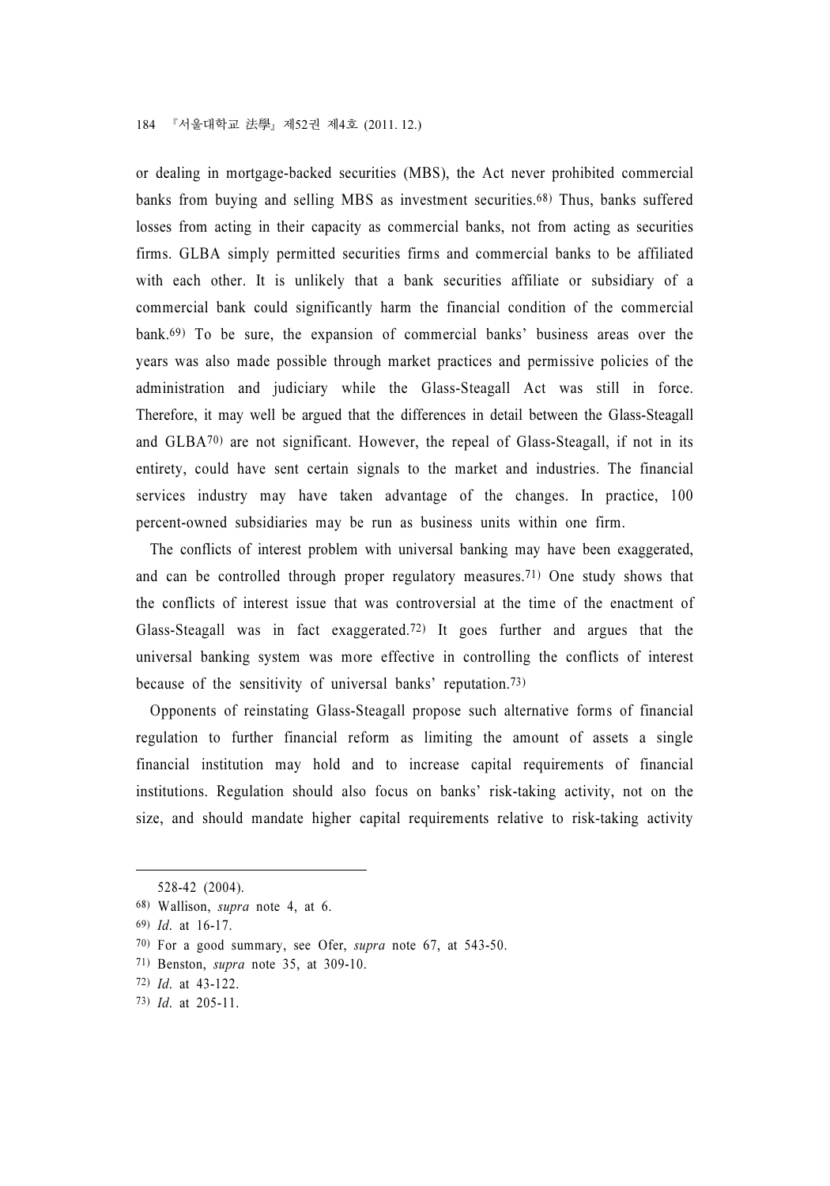or dealing in mortgage-backed securities (MBS), the Act never prohibited commercial banks from buying and selling MBS as investment securities.[68] Thus, banks suffered losses from acting in their capacity as commercial banks, not from acting as securities firms. GLBA simply permitted securities firms and commercial banks to be affiliated with each other. It is unlikely that a bank securities affiliate or subsidiary of a commercial bank could significantly harm the financial condition of the commercial bank.[69] To be sure, the expansion of commercial banks' business areas over the years was also made possible through market practices and permissive policies of the administration and judiciary while the Glass-Steagall Act was still in force. Therefore, it may well be argued that the differences in detail between the Glass-Steagall and GLBA[70] are not significant. However, the repeal of Glass-Steagall, if not in its entirety, could have sent certain signals to the market and industries. The financial services industry may have taken advantage of the changes. In practice, 100 percent-owned subsidiaries may be run as business units within one firm.

The conflicts of interest problem with universal banking may have been exaggerated, and can be controlled through proper regulatory measures.[71] One study shows that the conflicts of interest issue that was controversial at the time of the enactment of Glass-Steagall was in fact exaggerated.[72] It goes further and argues that the universal banking system was more effective in controlling the conflicts of interest because of the sensitivity of universal banks' reputation.[73]

Opponents of reinstating Glass-Steagall propose such alternative forms of financial regulation to further financial reform as limiting the amount of assets a single financial institution may hold and to increase capital requirements of financial institutions. Regulation should also focus on banks' risk-taking activity, not on the size, and should mandate higher capital requirements relative to risk-taking activity

---

528-42 (2004).

68) Wallison, *supra* note 4, at 6.

69) *Id*. at 16-17.

70) For a good summary, see Ofer, *supra* note 67, at 543-50.

71) Benston, *supra* note 35, at 309-10.

72) *Id*. at 43-122.

73) *Id*. at 205-11.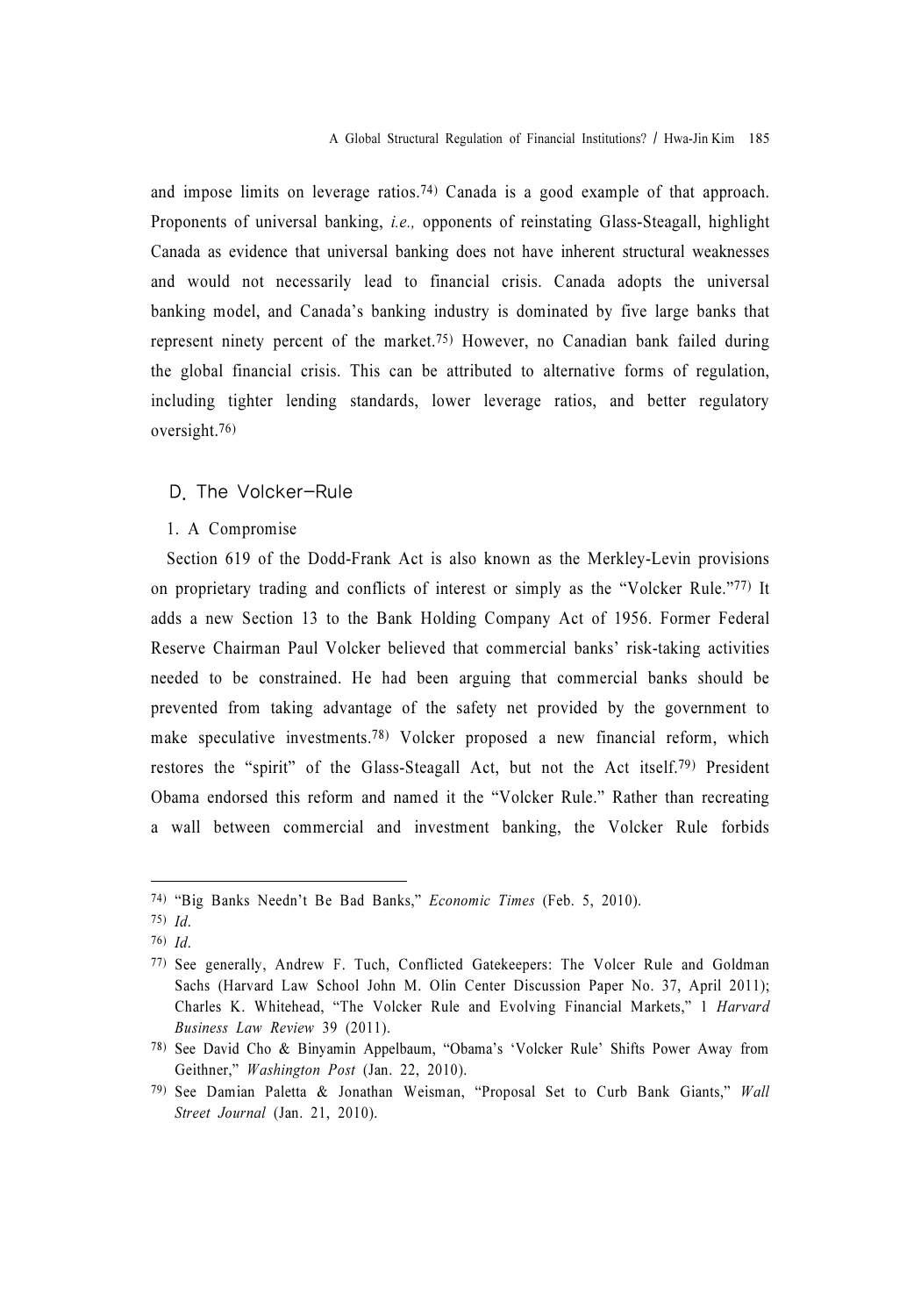and impose limits on leverage ratios.[74] Canada is a good example of that approach. Proponents of universal banking, *i.e.,* opponents of reinstating Glass-Steagall, highlight Canada as evidence that universal banking does not have inherent structural weaknesses and would not necessarily lead to financial crisis. Canada adopts the universal banking model, and Canada's banking industry is dominated by five large banks that represent ninety percent of the market.[75] However, no Canadian bank failed during the global financial crisis. This can be attributed to alternative forms of regulation, including tighter lending standards, lower leverage ratios, and better regulatory oversight.[76]

## D. The Volcker-Rule

### 1. A Compromise

Section 619 of the Dodd-Frank Act is also known as the Merkley-Levin provisions on proprietary trading and conflicts of interest or simply as the "Volcker Rule."[77] It adds a new Section 13 to the Bank Holding Company Act of 1956. Former Federal Reserve Chairman Paul Volcker believed that commercial banks' risk-taking activities needed to be constrained. He had been arguing that commercial banks should be prevented from taking advantage of the safety net provided by the government to make speculative investments.[78] Volcker proposed a new financial reform, which restores the "spirit" of the Glass-Steagall Act, but not the Act itself.[79] President Obama endorsed this reform and named it the "Volcker Rule." Rather than recreating a wall between commercial and investment banking, the Volcker Rule forbids

---

74) "Big Banks Needn't Be Bad Banks," *Economic Times* (Feb. 5, 2010).

75) *Id*.

76) *Id*.

77) See generally, Andrew F. Tuch, Conflicted Gatekeepers: The Volcer Rule and Goldman Sachs (Harvard Law School John M. Olin Center Discussion Paper No. 37, April 2011); Charles K. Whitehead, "The Volcker Rule and Evolving Financial Markets," 1 *Harvard Business Law Review* 39 (2011).

78) See David Cho & Binyamin Appelbaum, "Obama's 'Volcker Rule' Shifts Power Away from Geithner," *Washington Post* (Jan. 22, 2010).

79) See Damian Paletta & Jonathan Weisman, "Proposal Set to Curb Bank Giants," *Wall Street Journal* (Jan. 21, 2010).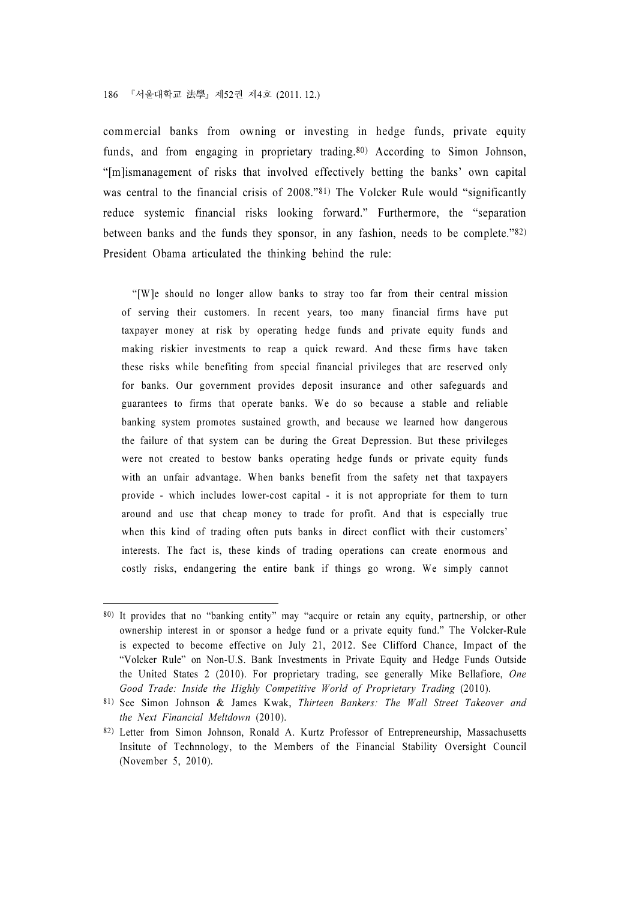commercial banks from owning or investing in hedge funds, private equity funds, and from engaging in proprietary trading.[80] According to Simon Johnson, "[m]ismanagement of risks that involved effectively betting the banks' own capital was central to the financial crisis of 2008."[81] The Volcker Rule would "significantly reduce systemic financial risks looking forward." Furthermore, the "separation between banks and the funds they sponsor, in any fashion, needs to be complete."[82] President Obama articulated the thinking behind the rule:

> "[W]e should no longer allow banks to stray too far from their central mission of serving their customers. In recent years, too many financial firms have put taxpayer money at risk by operating hedge funds and private equity funds and making riskier investments to reap a quick reward. And these firms have taken these risks while benefiting from special financial privileges that are reserved only for banks. Our government provides deposit insurance and other safeguards and guarantees to firms that operate banks. We do so because a stable and reliable banking system promotes sustained growth, and because we learned how dangerous the failure of that system can be during the Great Depression. But these privileges were not created to bestow banks operating hedge funds or private equity funds with an unfair advantage. When banks benefit from the safety net that taxpayers provide - which includes lower-cost capital - it is not appropriate for them to turn around and use that cheap money to trade for profit. And that is especially true when this kind of trading often puts banks in direct conflict with their customers' interests. The fact is, these kinds of trading operations can create enormous and costly risks, endangering the entire bank if things go wrong. We simply cannot

---

80) It provides that no "banking entity" may "acquire or retain any equity, partnership, or other ownership interest in or sponsor a hedge fund or a private equity fund." The Volcker-Rule is expected to become effective on July 21, 2012. See Clifford Chance, Impact of the "Volcker Rule" on Non-U.S. Bank Investments in Private Equity and Hedge Funds Outside the United States 2 (2010). For proprietary trading, see generally Mike Bellafiore, *One Good Trade: Inside the Highly Competitive World of Proprietary Trading* (2010).

81) See Simon Johnson & James Kwak, *Thirteen Bankers: The Wall Street Takeover and the Next Financial Meltdown* (2010).

82) Letter from Simon Johnson, Ronald A. Kurtz Professor of Entrepreneurship, Massachusetts Insitute of Technnology, to the Members of the Financial Stability Oversight Council (November 5, 2010).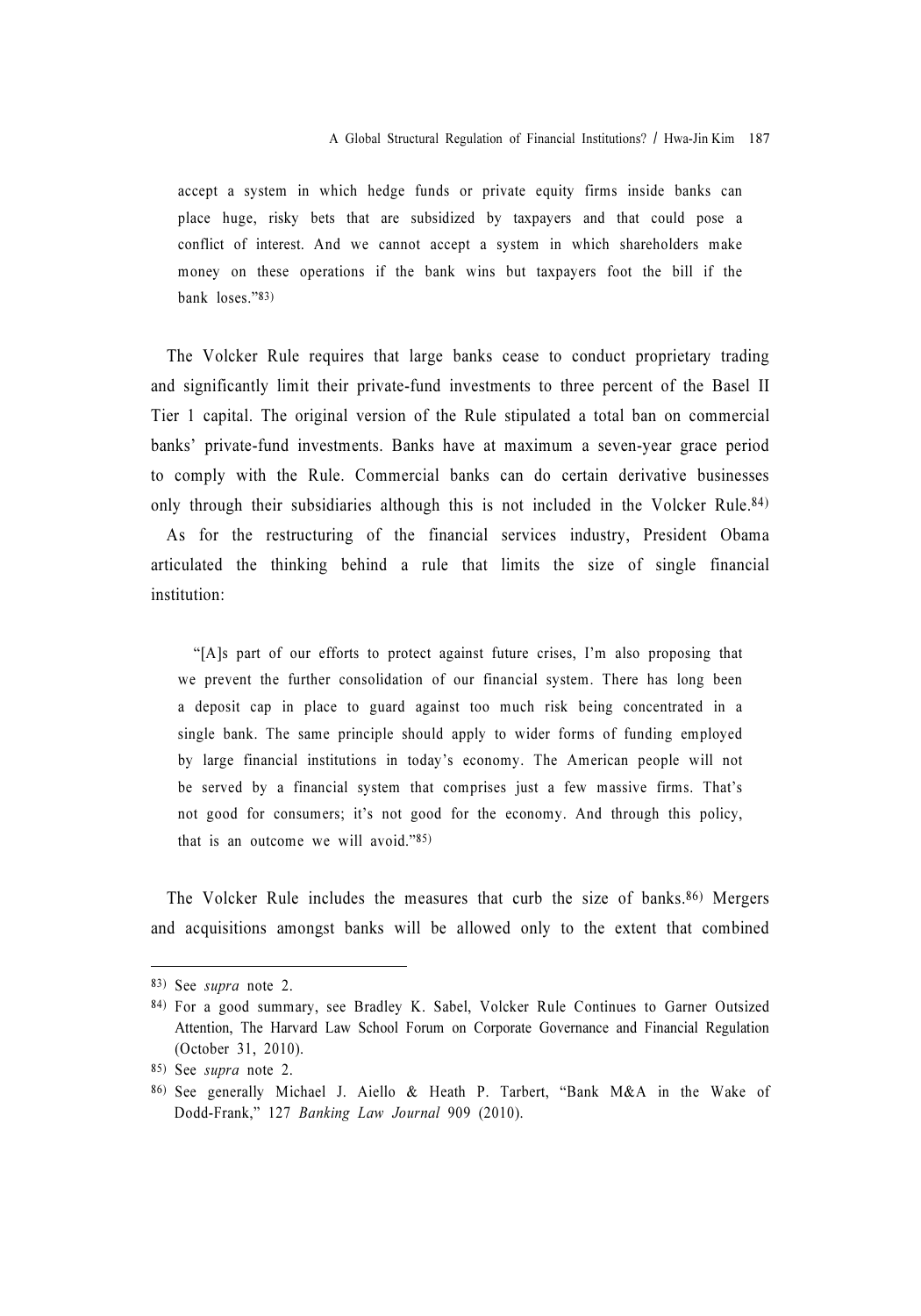accept a system in which hedge funds or private equity firms inside banks can place huge, risky bets that are subsidized by taxpayers and that could pose a conflict of interest. And we cannot accept a system in which shareholders make money on these operations if the bank wins but taxpayers foot the bill if the bank loses."[83]

The Volcker Rule requires that large banks cease to conduct proprietary trading and significantly limit their private-fund investments to three percent of the Basel II Tier 1 capital. The original version of the Rule stipulated a total ban on commercial banks' private-fund investments. Banks have at maximum a seven-year grace period to comply with the Rule. Commercial banks can do certain derivative businesses only through their subsidiaries although this is not included in the Volcker Rule.[84]

As for the restructuring of the financial services industry, President Obama articulated the thinking behind a rule that limits the size of single financial institution:

> "[A]s part of our efforts to protect against future crises, I'm also proposing that we prevent the further consolidation of our financial system. There has long been a deposit cap in place to guard against too much risk being concentrated in a single bank. The same principle should apply to wider forms of funding employed by large financial institutions in today's economy. The American people will not be served by a financial system that comprises just a few massive firms. That's not good for consumers; it's not good for the economy. And through this policy, that is an outcome we will avoid."[85]

The Volcker Rule includes the measures that curb the size of banks.[86] Mergers and acquisitions amongst banks will be allowed only to the extent that combined

---

83) See *supra* note 2.

84) For a good summary, see Bradley K. Sabel, Volcker Rule Continues to Garner Outsized Attention, The Harvard Law School Forum on Corporate Governance and Financial Regulation (October 31, 2010).

85) See *supra* note 2.

86) See generally Michael J. Aiello & Heath P. Tarbert, "Bank M&A in the Wake of Dodd-Frank," 127 *Banking Law Journal* 909 (2010).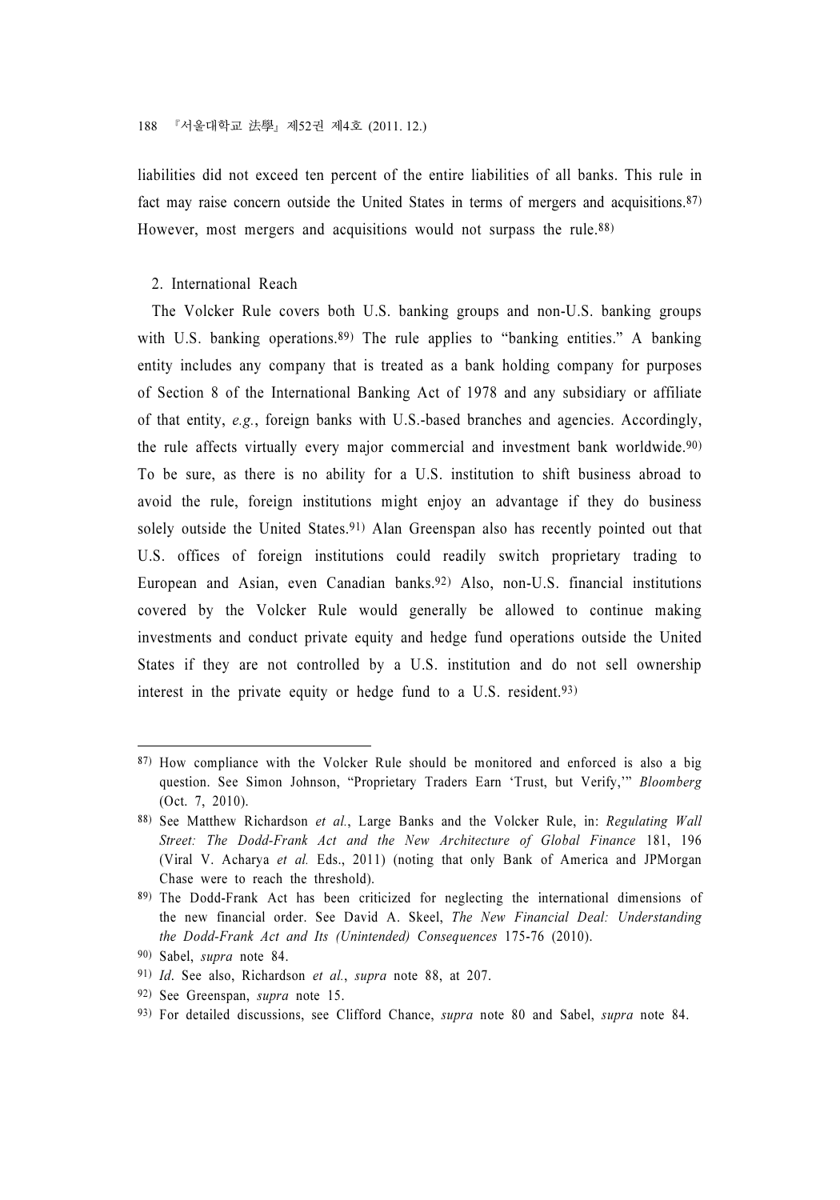liabilities did not exceed ten percent of the entire liabilities of all banks. This rule in fact may raise concern outside the United States in terms of mergers and acquisitions.[87] However, most mergers and acquisitions would not surpass the rule.[88]

### 2. International Reach

The Volcker Rule covers both U.S. banking groups and non-U.S. banking groups with U.S. banking operations.[89] The rule applies to "banking entities." A banking entity includes any company that is treated as a bank holding company for purposes of Section 8 of the International Banking Act of 1978 and any subsidiary or affiliate of that entity, *e.g.*, foreign banks with U.S.-based branches and agencies. Accordingly, the rule affects virtually every major commercial and investment bank worldwide.[90] To be sure, as there is no ability for a U.S. institution to shift business abroad to avoid the rule, foreign institutions might enjoy an advantage if they do business solely outside the United States.[91] Alan Greenspan also has recently pointed out that U.S. offices of foreign institutions could readily switch proprietary trading to European and Asian, even Canadian banks.[92] Also, non-U.S. financial institutions covered by the Volcker Rule would generally be allowed to continue making investments and conduct private equity and hedge fund operations outside the United States if they are not controlled by a U.S. institution and do not sell ownership interest in the private equity or hedge fund to a U.S. resident.[93]

---

[87] How compliance with the Volcker Rule should be monitored and enforced is also a big question. See Simon Johnson, "Proprietary Traders Earn 'Trust, but Verify,'" *Bloomberg* (Oct. 7, 2010).

[88] See Matthew Richardson *et al.*, Large Banks and the Volcker Rule, in: *Regulating Wall Street: The Dodd-Frank Act and the New Architecture of Global Finance* 181, 196 (Viral V. Acharya *et al.* Eds., 2011) (noting that only Bank of America and JPMorgan Chase were to reach the threshold).

[89] The Dodd-Frank Act has been criticized for neglecting the international dimensions of the new financial order. See David A. Skeel, *The New Financial Deal: Understanding the Dodd-Frank Act and Its (Unintended) Consequences* 175-76 (2010).

[90] Sabel, *supra* note 84.

[91] *Id*. See also, Richardson *et al.*, *supra* note 88, at 207.

[92] See Greenspan, *supra* note 15.

[93] For detailed discussions, see Clifford Chance, *supra* note 80 and Sabel, *supra* note 84.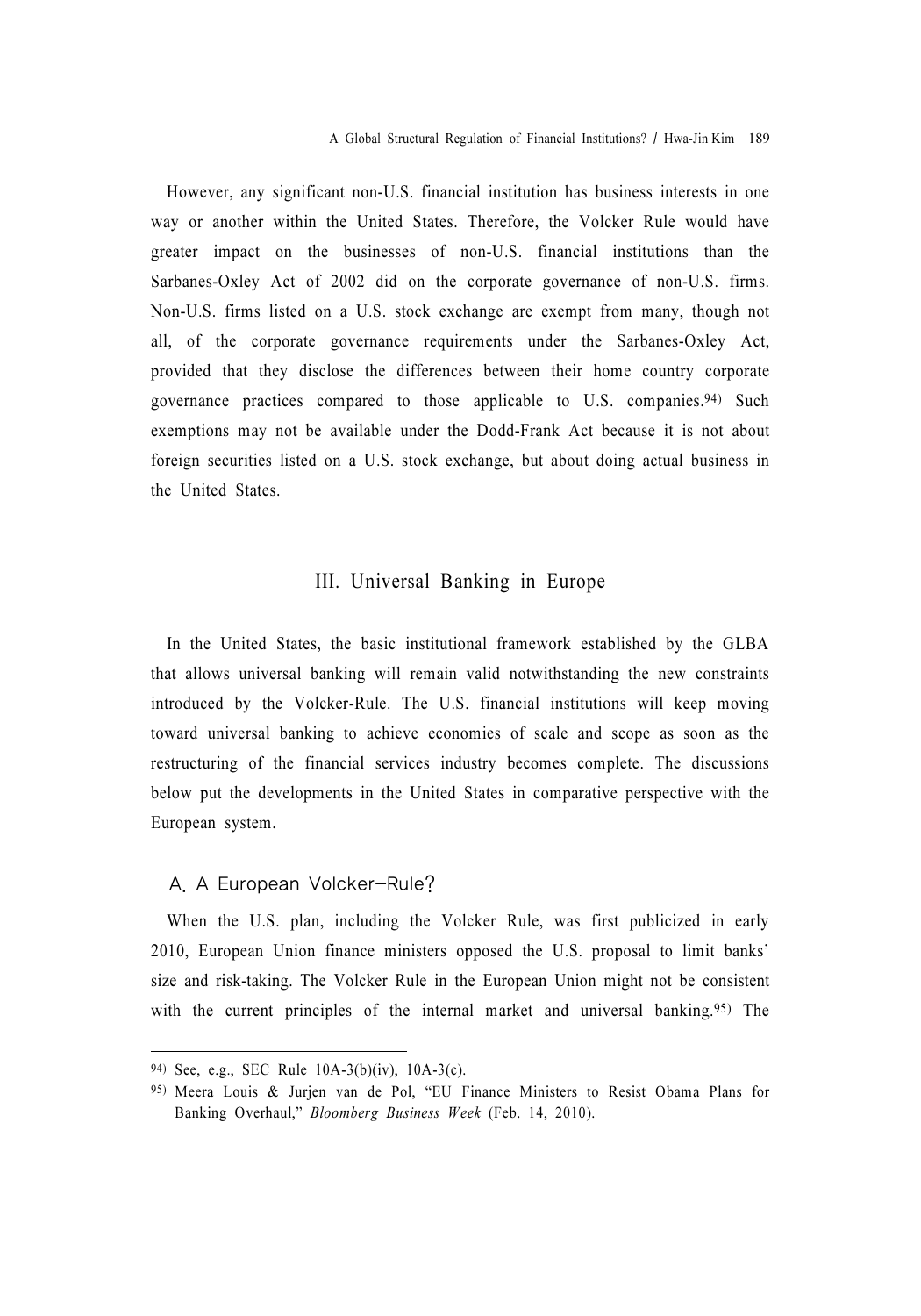However, any significant non-U.S. financial institution has business interests in one way or another within the United States. Therefore, the Volcker Rule would have greater impact on the businesses of non-U.S. financial institutions than the Sarbanes-Oxley Act of 2002 did on the corporate governance of non-U.S. firms. Non-U.S. firms listed on a U.S. stock exchange are exempt from many, though not all, of the corporate governance requirements under the Sarbanes-Oxley Act, provided that they disclose the differences between their home country corporate governance practices compared to those applicable to U.S. companies.[94] Such exemptions may not be available under the Dodd-Frank Act because it is not about foreign securities listed on a U.S. stock exchange, but about doing actual business in the United States.

## III. Universal Banking in Europe

In the United States, the basic institutional framework established by the GLBA that allows universal banking will remain valid notwithstanding the new constraints introduced by the Volcker-Rule. The U.S. financial institutions will keep moving toward universal banking to achieve economies of scale and scope as soon as the restructuring of the financial services industry becomes complete. The discussions below put the developments in the United States in comparative perspective with the European system.

### A. A European Volcker-Rule?

When the U.S. plan, including the Volcker Rule, was first publicized in early 2010, European Union finance ministers opposed the U.S. proposal to limit banks' size and risk-taking. The Volcker Rule in the European Union might not be consistent with the current principles of the internal market and universal banking.[95] The

---

[94] See, e.g., SEC Rule 10A-3(b)(iv), 10A-3(c).

[95] Meera Louis & Jurjen van de Pol, "EU Finance Ministers to Resist Obama Plans for Banking Overhaul," *Bloomberg Business Week* (Feb. 14, 2010).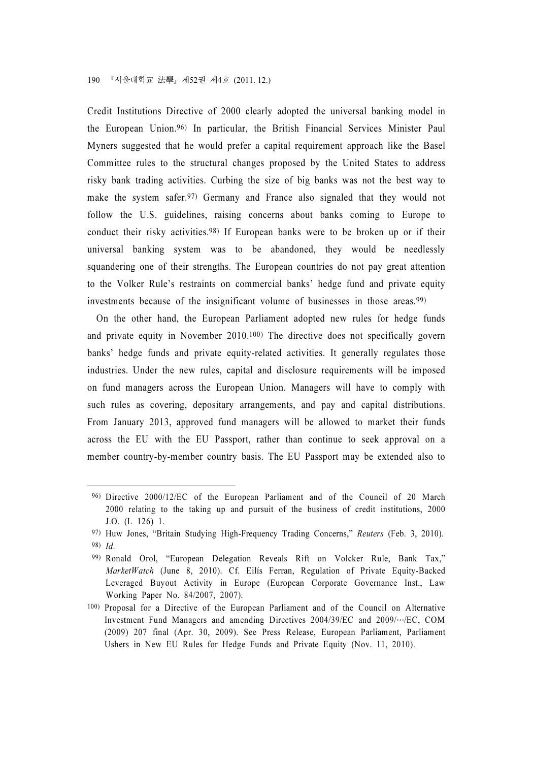Credit Institutions Directive of 2000 clearly adopted the universal banking model in the European Union.[96] In particular, the British Financial Services Minister Paul Myners suggested that he would prefer a capital requirement approach like the Basel Committee rules to the structural changes proposed by the United States to address risky bank trading activities. Curbing the size of big banks was not the best way to make the system safer.[97] Germany and France also signaled that they would not follow the U.S. guidelines, raising concerns about banks coming to Europe to conduct their risky activities.[98] If European banks were to be broken up or if their universal banking system was to be abandoned, they would be needlessly squandering one of their strengths. The European countries do not pay great attention to the Volker Rule's restraints on commercial banks' hedge fund and private equity investments because of the insignificant volume of businesses in those areas.[99]

On the other hand, the European Parliament adopted new rules for hedge funds and private equity in November 2010.[100] The directive does not specifically govern banks' hedge funds and private equity-related activities. It generally regulates those industries. Under the new rules, capital and disclosure requirements will be imposed on fund managers across the European Union. Managers will have to comply with such rules as covering, depositary arrangements, and pay and capital distributions. From January 2013, approved fund managers will be allowed to market their funds across the EU with the EU Passport, rather than continue to seek approval on a member country-by-member country basis. The EU Passport may be extended also to

---

[96] Directive 2000/12/EC of the European Parliament and of the Council of 20 March 2000 relating to the taking up and pursuit of the business of credit institutions, 2000 J.O. (L 126) 1.

[97] Huw Jones, "Britain Studying High-Frequency Trading Concerns," *Reuters* (Feb. 3, 2010).

[98] *Id*.

[99] Ronald Orol, "European Delegation Reveals Rift on Volcker Rule, Bank Tax," *MarketWatch* (June 8, 2010). Cf. Eilís Ferran, Regulation of Private Equity-Backed Leveraged Buyout Activity in Europe (European Corporate Governance Inst., Law Working Paper No. 84/2007, 2007).

[100] Proposal for a Directive of the European Parliament and of the Council on Alternative Investment Fund Managers and amending Directives 2004/39/EC and 2009/…/EC, COM (2009) 207 final (Apr. 30, 2009). See Press Release, European Parliament, Parliament Ushers in New EU Rules for Hedge Funds and Private Equity (Nov. 11, 2010).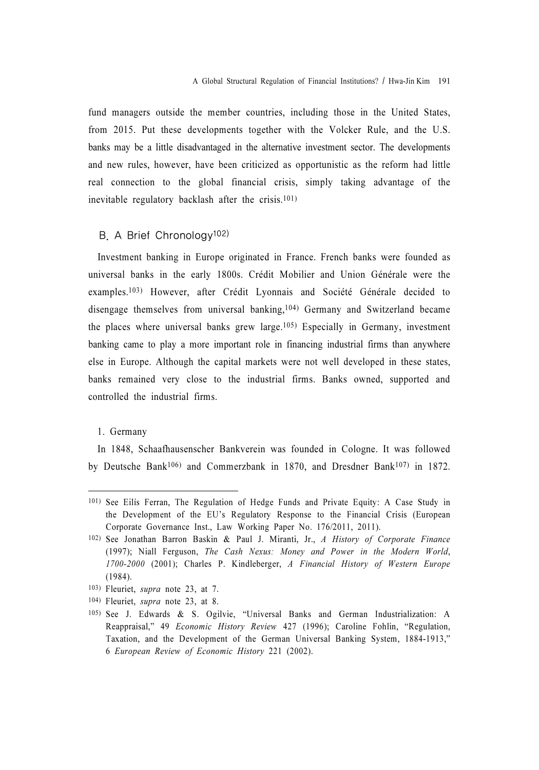fund managers outside the member countries, including those in the United States, from 2015. Put these developments together with the Volcker Rule, and the U.S. banks may be a little disadvantaged in the alternative investment sector. The developments and new rules, however, have been criticized as opportunistic as the reform had little real connection to the global financial crisis, simply taking advantage of the inevitable regulatory backlash after the crisis.[101]

## B. A Brief Chronology[102]

Investment banking in Europe originated in France. French banks were founded as universal banks in the early 1800s. Crédit Mobilier and Union Générale were the examples.[103] However, after Crédit Lyonnais and Société Générale decided to disengage themselves from universal banking,[104] Germany and Switzerland became the places where universal banks grew large.[105] Especially in Germany, investment banking came to play a more important role in financing industrial firms than anywhere else in Europe. Although the capital markets were not well developed in these states, banks remained very close to the industrial firms. Banks owned, supported and controlled the industrial firms.

### 1. Germany

In 1848, Schaafhausenscher Bankverein was founded in Cologne. It was followed by Deutsche Bank[106] and Commerzbank in 1870, and Dresdner Bank[107] in 1872.

---

101) See Eilís Ferran, The Regulation of Hedge Funds and Private Equity: A Case Study in the Development of the EU's Regulatory Response to the Financial Crisis (European Corporate Governance Inst., Law Working Paper No. 176/2011, 2011).

102) See Jonathan Barron Baskin & Paul J. Miranti, Jr., *A History of Corporate Finance* (1997); Niall Ferguson, *The Cash Nexus: Money and Power in the Modern World, 1700-2000* (2001); Charles P. Kindleberger, *A Financial History of Western Europe* (1984).

103) Fleuriet, *supra* note 23, at 7.

104) Fleuriet, *supra* note 23, at 8.

105) See J. Edwards & S. Ogilvie, "Universal Banks and German Industrialization: A Reappraisal," 49 *Economic History Review* 427 (1996); Caroline Fohlin, "Regulation, Taxation, and the Development of the German Universal Banking System, 1884-1913," 6 *European Review of Economic History* 221 (2002).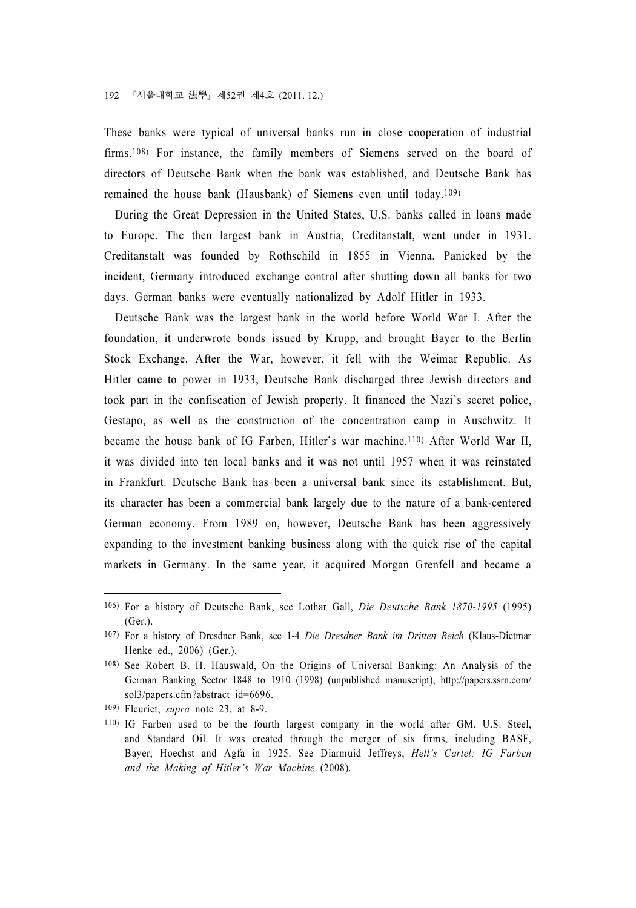These banks were typical of universal banks run in close cooperation of industrial firms.[108] For instance, the family members of Siemens served on the board of directors of Deutsche Bank when the bank was established, and Deutsche Bank has remained the house bank (Hausbank) of Siemens even until today.[109]

During the Great Depression in the United States, U.S. banks called in loans made to Europe. The then largest bank in Austria, Creditanstalt, went under in 1931. Creditanstalt was founded by Rothschild in 1855 in Vienna. Panicked by the incident, Germany introduced exchange control after shutting down all banks for two days. German banks were eventually nationalized by Adolf Hitler in 1933.

Deutsche Bank was the largest bank in the world before World War I. After the foundation, it underwrote bonds issued by Krupp, and brought Bayer to the Berlin Stock Exchange. After the War, however, it fell with the Weimar Republic. As Hitler came to power in 1933, Deutsche Bank discharged three Jewish directors and took part in the confiscation of Jewish property. It financed the Nazi's secret police, Gestapo, as well as the construction of the concentration camp in Auschwitz. It became the house bank of IG Farben, Hitler's war machine.[110] After World War II, it was divided into ten local banks and it was not until 1957 when it was reinstated in Frankfurt. Deutsche Bank has been a universal bank since its establishment. But, its character has been a commercial bank largely due to the nature of a bank-centered German economy. From 1989 on, however, Deutsche Bank has been aggressively expanding to the investment banking business along with the quick rise of the capital markets in Germany. In the same year, it acquired Morgan Grenfell and became a

---

106) For a history of Deutsche Bank, see Lothar Gall, *Die Deutsche Bank 1870-1995* (1995) (Ger.).

107) For a history of Dresdner Bank, see 1-4 *Die Dresdner Bank im Dritten Reich* (Klaus-Dietmar Henke ed., 2006) (Ger.).

108) See Robert B. H. Hauswald, On the Origins of Universal Banking: An Analysis of the German Banking Sector 1848 to 1910 (1998) (unpublished manuscript), http://papers.ssrn.com/sol3/papers.cfm?abstract_id=6696.

109) Fleuriet, *supra* note 23, at 8-9.

110) IG Farben used to be the fourth largest company in the world after GM, U.S. Steel, and Standard Oil. It was created through the merger of six firms, including BASF, Bayer, Hoechst and Agfa in 1925. See Diarmuid Jeffreys, *Hell's Cartel: IG Farben and the Making of Hitler's War Machine* (2008).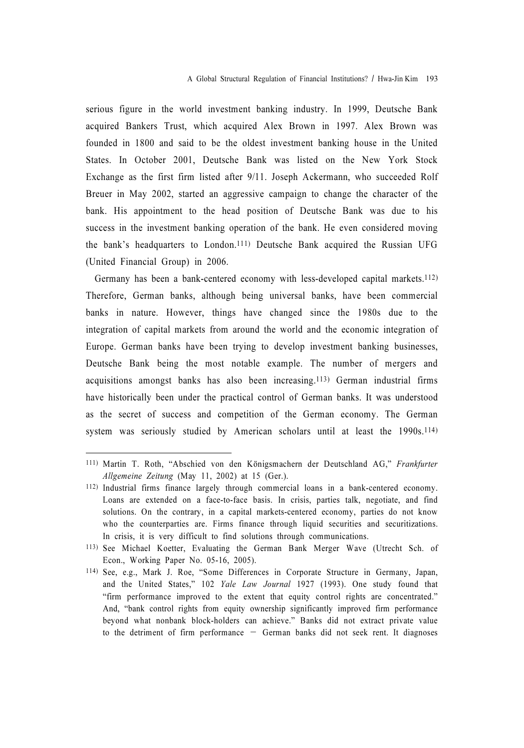serious figure in the world investment banking industry. In 1999, Deutsche Bank acquired Bankers Trust, which acquired Alex Brown in 1997. Alex Brown was founded in 1800 and said to be the oldest investment banking house in the United States. In October 2001, Deutsche Bank was listed on the New York Stock Exchange as the first firm listed after 9/11. Joseph Ackermann, who succeeded Rolf Breuer in May 2002, started an aggressive campaign to change the character of the bank. His appointment to the head position of Deutsche Bank was due to his success in the investment banking operation of the bank. He even considered moving the bank's headquarters to London.[111] Deutsche Bank acquired the Russian UFG (United Financial Group) in 2006.

Germany has been a bank-centered economy with less-developed capital markets.[112] Therefore, German banks, although being universal banks, have been commercial banks in nature. However, things have changed since the 1980s due to the integration of capital markets from around the world and the economic integration of Europe. German banks have been trying to develop investment banking businesses, Deutsche Bank being the most notable example. The number of mergers and acquisitions amongst banks has also been increasing.[113] German industrial firms have historically been under the practical control of German banks. It was understood as the secret of success and competition of the German economy. The German system was seriously studied by American scholars until at least the 1990s.[114]

---

111) Martin T. Roth, "Abschied von den Königsmachern der Deutschland AG," *Frankfurter Allgemeine Zeitung* (May 11, 2002) at 15 (Ger.).

112) Industrial firms finance largely through commercial loans in a bank-centered economy. Loans are extended on a face-to-face basis. In crisis, parties talk, negotiate, and find solutions. On the contrary, in a capital markets-centered economy, parties do not know who the counterparties are. Firms finance through liquid securities and securitizations. In crisis, it is very difficult to find solutions through communications.

113) See Michael Koetter, Evaluating the German Bank Merger Wave (Utrecht Sch. of Econ., Working Paper No. 05-16, 2005).

114) See, e.g., Mark J. Roe, "Some Differences in Corporate Structure in Germany, Japan, and the United States," 102 *Yale Law Journal* 1927 (1993). One study found that "firm performance improved to the extent that equity control rights are concentrated." And, "bank control rights from equity ownership significantly improved firm performance beyond what nonbank block-holders can achieve." Banks did not extract private value to the detriment of firm performance — German banks did not seek rent. It diagnoses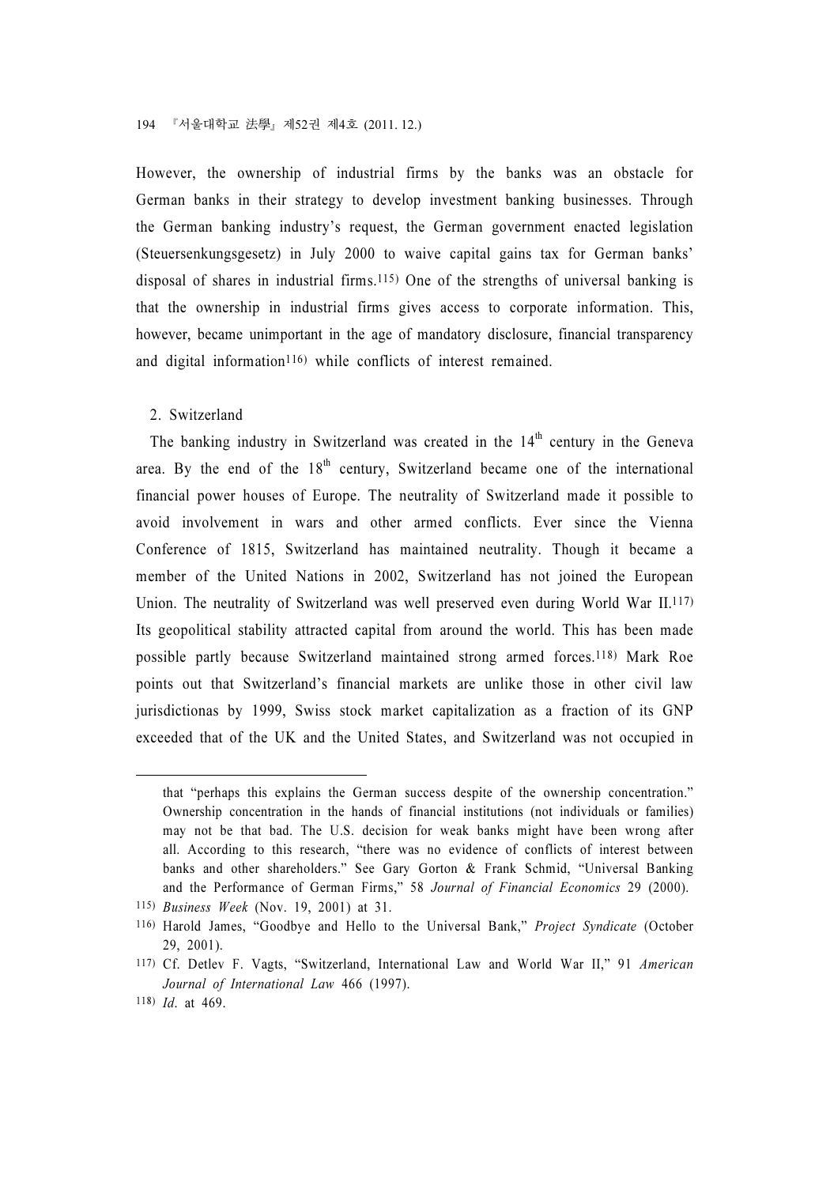However, the ownership of industrial firms by the banks was an obstacle for German banks in their strategy to develop investment banking businesses. Through the German banking industry's request, the German government enacted legislation (Steuersenkungsgesetz) in July 2000 to waive capital gains tax for German banks' disposal of shares in industrial firms.[115] One of the strengths of universal banking is that the ownership in industrial firms gives access to corporate information. This, however, became unimportant in the age of mandatory disclosure, financial transparency and digital information[116] while conflicts of interest remained.

## 2. Switzerland

The banking industry in Switzerland was created in the 14th century in the Geneva area. By the end of the 18th century, Switzerland became one of the international financial power houses of Europe. The neutrality of Switzerland made it possible to avoid involvement in wars and other armed conflicts. Ever since the Vienna Conference of 1815, Switzerland has maintained neutrality. Though it became a member of the United Nations in 2002, Switzerland has not joined the European Union. The neutrality of Switzerland was well preserved even during World War II.[117] Its geopolitical stability attracted capital from around the world. This has been made possible partly because Switzerland maintained strong armed forces.[118] Mark Roe points out that Switzerland's financial markets are unlike those in other civil law jurisdictionas by 1999, Swiss stock market capitalization as a fraction of its GNP exceeded that of the UK and the United States, and Switzerland was not occupied in

---

that "perhaps this explains the German success despite of the ownership concentration." Ownership concentration in the hands of financial institutions (not individuals or families) may not be that bad. The U.S. decision for weak banks might have been wrong after all. According to this research, "there was no evidence of conflicts of interest between banks and other shareholders." See Gary Gorton & Frank Schmid, "Universal Banking and the Performance of German Firms," 58 *Journal of Financial Economics* 29 (2000).

115) *Business Week* (Nov. 19, 2001) at 31.

116) Harold James, "Goodbye and Hello to the Universal Bank," *Project Syndicate* (October 29, 2001).

117) Cf. Detlev F. Vagts, "Switzerland, International Law and World War II," 91 *American Journal of International Law* 466 (1997).

118) *Id.* at 469.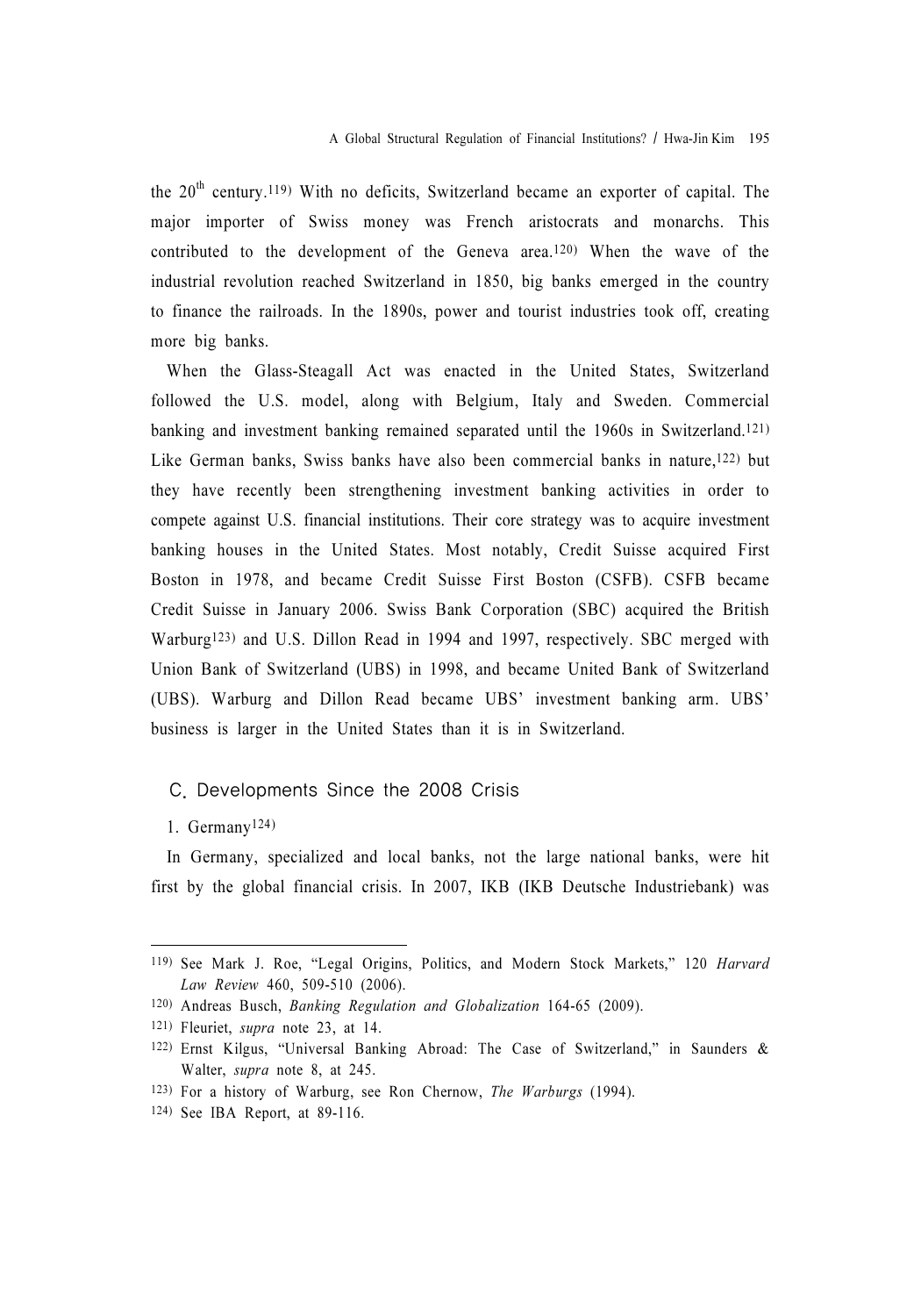the $20^{th}$ century.[119] With no deficits, Switzerland became an exporter of capital. The major importer of Swiss money was French aristocrats and monarchs. This contributed to the development of the Geneva area.[120] When the wave of the industrial revolution reached Switzerland in 1850, big banks emerged in the country to finance the railroads. In the 1890s, power and tourist industries took off, creating more big banks.

When the Glass-Steagall Act was enacted in the United States, Switzerland followed the U.S. model, along with Belgium, Italy and Sweden. Commercial banking and investment banking remained separated until the 1960s in Switzerland.[121] Like German banks, Swiss banks have also been commercial banks in nature,[122] but they have recently been strengthening investment banking activities in order to compete against U.S. financial institutions. Their core strategy was to acquire investment banking houses in the United States. Most notably, Credit Suisse acquired First Boston in 1978, and became Credit Suisse First Boston (CSFB). CSFB became Credit Suisse in January 2006. Swiss Bank Corporation (SBC) acquired the British Warburg[123] and U.S. Dillon Read in 1994 and 1997, respectively. SBC merged with Union Bank of Switzerland (UBS) in 1998, and became United Bank of Switzerland (UBS). Warburg and Dillon Read became UBS' investment banking arm. UBS' business is larger in the United States than it is in Switzerland.

## C. Developments Since the 2008 Crisis

### 1. Germany[124]

In Germany, specialized and local banks, not the large national banks, were hit first by the global financial crisis. In 2007, IKB (IKB Deutsche Industriebank) was

---

119) See Mark J. Roe, "Legal Origins, Politics, and Modern Stock Markets," 120 *Harvard Law Review* 460, 509-510 (2006).

120) Andreas Busch, *Banking Regulation and Globalization* 164-65 (2009).

121) Fleuriet, *supra* note 23, at 14.

122) Ernst Kilgus, "Universal Banking Abroad: The Case of Switzerland," in Saunders & Walter, *supra* note 8, at 245.

123) For a history of Warburg, see Ron Chernow, *The Warburgs* (1994).

124) See IBA Report, at 89-116.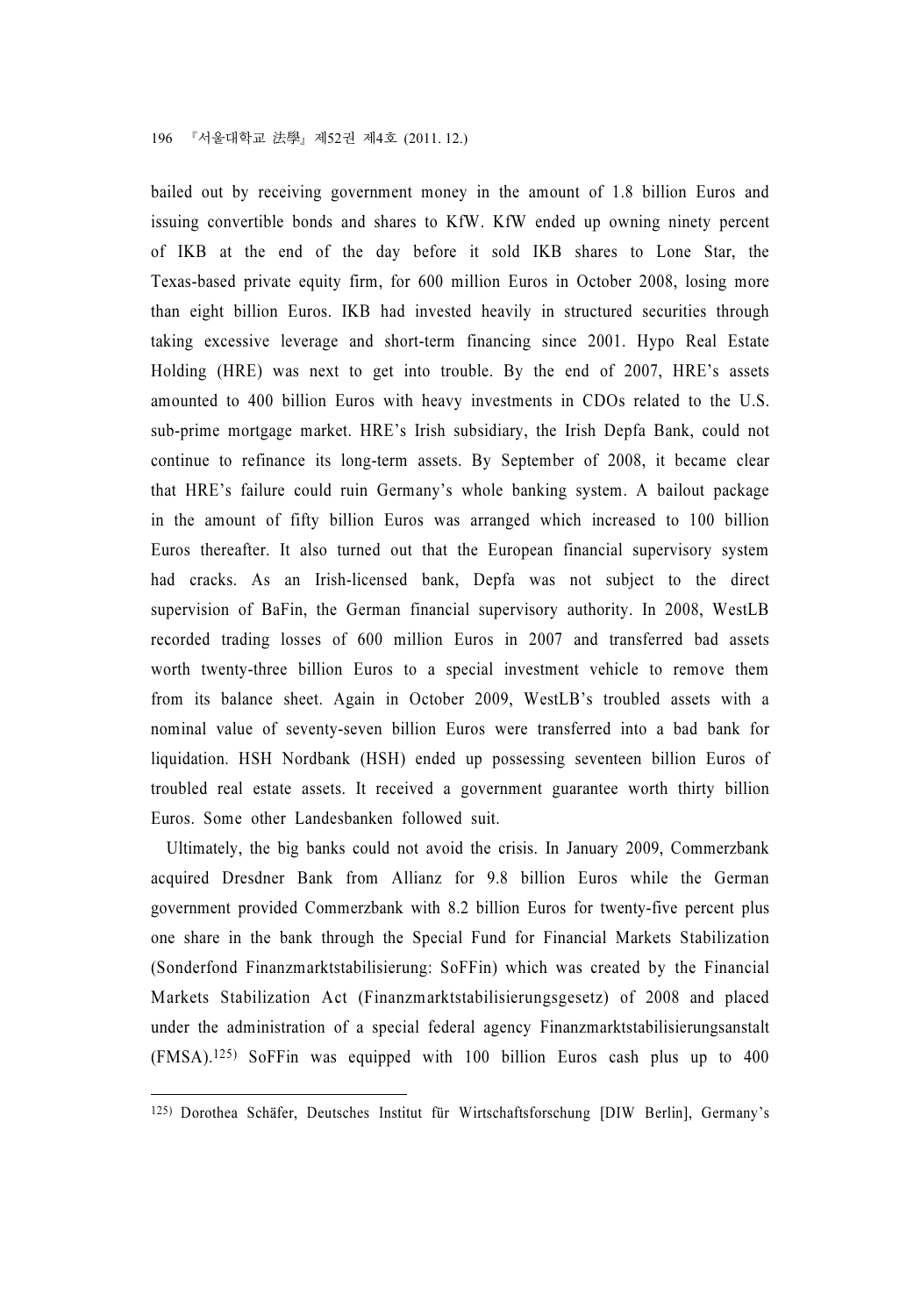bailed out by receiving government money in the amount of 1.8 billion Euros and issuing convertible bonds and shares to KfW. KfW ended up owning ninety percent of IKB at the end of the day before it sold IKB shares to Lone Star, the Texas-based private equity firm, for 600 million Euros in October 2008, losing more than eight billion Euros. IKB had invested heavily in structured securities through taking excessive leverage and short-term financing since 2001. Hypo Real Estate Holding (HRE) was next to get into trouble. By the end of 2007, HRE's assets amounted to 400 billion Euros with heavy investments in CDOs related to the U.S. sub-prime mortgage market. HRE's Irish subsidiary, the Irish Depfa Bank, could not continue to refinance its long-term assets. By September of 2008, it became clear that HRE's failure could ruin Germany's whole banking system. A bailout package in the amount of fifty billion Euros was arranged which increased to 100 billion Euros thereafter. It also turned out that the European financial supervisory system had cracks. As an Irish-licensed bank, Depfa was not subject to the direct supervision of BaFin, the German financial supervisory authority. In 2008, WestLB recorded trading losses of 600 million Euros in 2007 and transferred bad assets worth twenty-three billion Euros to a special investment vehicle to remove them from its balance sheet. Again in October 2009, WestLB's troubled assets with a nominal value of seventy-seven billion Euros were transferred into a bad bank for liquidation. HSH Nordbank (HSH) ended up possessing seventeen billion Euros of troubled real estate assets. It received a government guarantee worth thirty billion Euros. Some other Landesbanken followed suit.

Ultimately, the big banks could not avoid the crisis. In January 2009, Commerzbank acquired Dresdner Bank from Allianz for 9.8 billion Euros while the German government provided Commerzbank with 8.2 billion Euros for twenty-five percent plus one share in the bank through the Special Fund for Financial Markets Stabilization (Sonderfond Finanzmarktstabilisierung: SoFFin) which was created by the Financial Markets Stabilization Act (Finanzmarktstabilisierungsgesetz) of 2008 and placed under the administration of a special federal agency Finanzmarktstabilisierungsanstalt (FMSA).[125] SoFFin was equipped with 100 billion Euros cash plus up to 400

---

[125] Dorothea Schäfer, Deutsches Institut für Wirtschaftsforschung [DIW Berlin], Germany's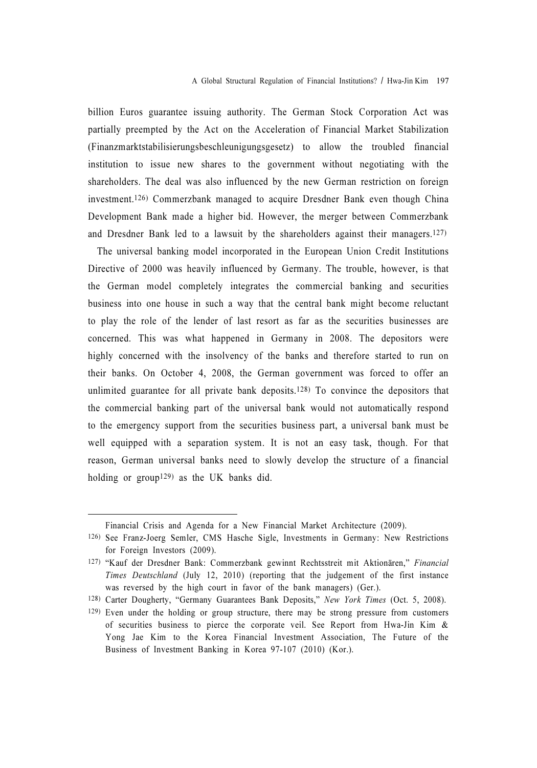billion Euros guarantee issuing authority. The German Stock Corporation Act was partially preempted by the Act on the Acceleration of Financial Market Stabilization (Finanzmarktstabilisierungsbeschleunigungsgesetz) to allow the troubled financial institution to issue new shares to the government without negotiating with the shareholders. The deal was also influenced by the new German restriction on foreign investment.[126] Commerzbank managed to acquire Dresdner Bank even though China Development Bank made a higher bid. However, the merger between Commerzbank and Dresdner Bank led to a lawsuit by the shareholders against their managers.[127]

The universal banking model incorporated in the European Union Credit Institutions Directive of 2000 was heavily influenced by Germany. The trouble, however, is that the German model completely integrates the commercial banking and securities business into one house in such a way that the central bank might become reluctant to play the role of the lender of last resort as far as the securities businesses are concerned. This was what happened in Germany in 2008. The depositors were highly concerned with the insolvency of the banks and therefore started to run on their banks. On October 4, 2008, the German government was forced to offer an unlimited guarantee for all private bank deposits.[128] To convince the depositors that the commercial banking part of the universal bank would not automatically respond to the emergency support from the securities business part, a universal bank must be well equipped with a separation system. It is not an easy task, though. For that reason, German universal banks need to slowly develop the structure of a financial holding or group[129] as the UK banks did.

---

Financial Crisis and Agenda for a New Financial Market Architecture (2009).

126) See Franz-Joerg Semler, CMS Hasche Sigle, Investments in Germany: New Restrictions for Foreign Investors (2009).

127) "Kauf der Dresdner Bank: Commerzbank gewinnt Rechtsstreit mit Aktionären," *Financial Times Deutschland* (July 12, 2010) (reporting that the judgement of the first instance was reversed by the high court in favor of the bank managers) (Ger.).

128) Carter Dougherty, "Germany Guarantees Bank Deposits," *New York Times* (Oct. 5, 2008).

129) Even under the holding or group structure, there may be strong pressure from customers of securities business to pierce the corporate veil. See Report from Hwa-Jin Kim & Yong Jae Kim to the Korea Financial Investment Association, The Future of the Business of Investment Banking in Korea 97-107 (2010) (Kor.).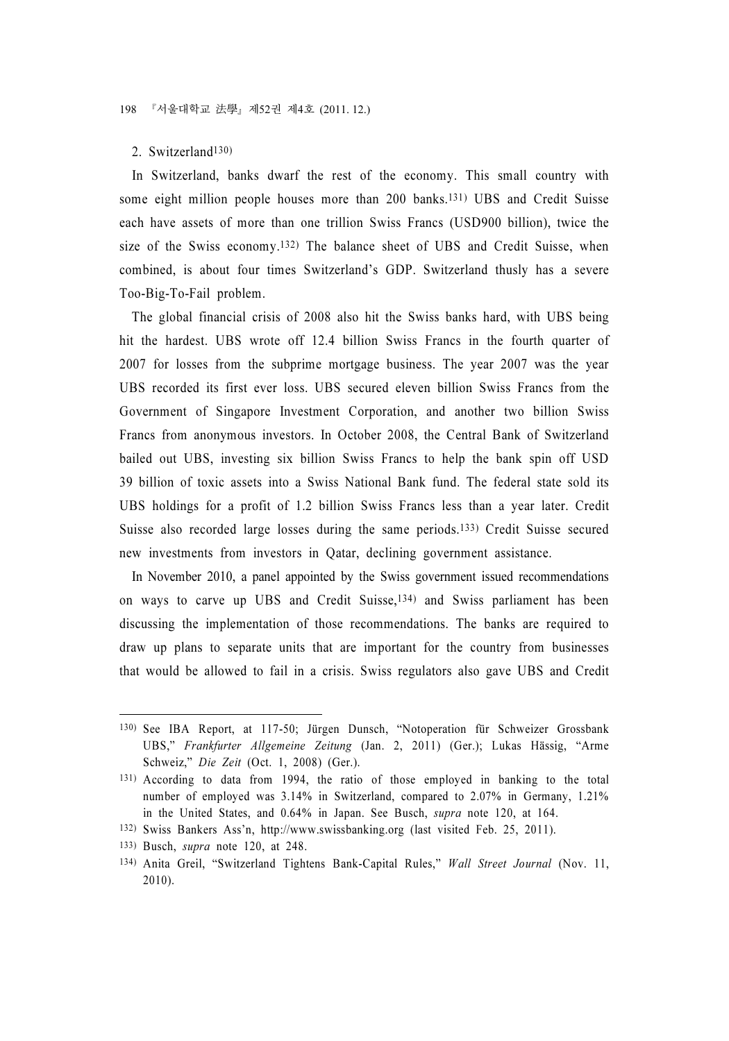## 2. Switzerland[130]

In Switzerland, banks dwarf the rest of the economy. This small country with some eight million people houses more than 200 banks.[131] UBS and Credit Suisse each have assets of more than one trillion Swiss Francs (USD900 billion), twice the size of the Swiss economy.[132] The balance sheet of UBS and Credit Suisse, when combined, is about four times Switzerland's GDP. Switzerland thusly has a severe Too-Big-To-Fail problem.

The global financial crisis of 2008 also hit the Swiss banks hard, with UBS being hit the hardest. UBS wrote off 12.4 billion Swiss Francs in the fourth quarter of 2007 for losses from the subprime mortgage business. The year 2007 was the year UBS recorded its first ever loss. UBS secured eleven billion Swiss Francs from the Government of Singapore Investment Corporation, and another two billion Swiss Francs from anonymous investors. In October 2008, the Central Bank of Switzerland bailed out UBS, investing six billion Swiss Francs to help the bank spin off USD 39 billion of toxic assets into a Swiss National Bank fund. The federal state sold its UBS holdings for a profit of 1.2 billion Swiss Francs less than a year later. Credit Suisse also recorded large losses during the same periods.[133] Credit Suisse secured new investments from investors in Qatar, declining government assistance.

In November 2010, a panel appointed by the Swiss government issued recommendations on ways to carve up UBS and Credit Suisse,[134] and Swiss parliament has been discussing the implementation of those recommendations. The banks are required to draw up plans to separate units that are important for the country from businesses that would be allowed to fail in a crisis. Swiss regulators also gave UBS and Credit

---

130) See IBA Report, at 117-50; Jürgen Dunsch, "Notoperation für Schweizer Grossbank UBS," *Frankfurter Allgemeine Zeitung* (Jan. 2, 2011) (Ger.); Lukas Hässig, "Arme Schweiz," *Die Zeit* (Oct. 1, 2008) (Ger.).

131) According to data from 1994, the ratio of those employed in banking to the total number of employed was 3.14% in Switzerland, compared to 2.07% in Germany, 1.21% in the United States, and 0.64% in Japan. See Busch, *supra* note 120, at 164.

132) Swiss Bankers Ass'n, http://www.swissbanking.org (last visited Feb. 25, 2011).

133) Busch, *supra* note 120, at 248.

134) Anita Greil, "Switzerland Tightens Bank-Capital Rules," *Wall Street Journal* (Nov. 11, 2010).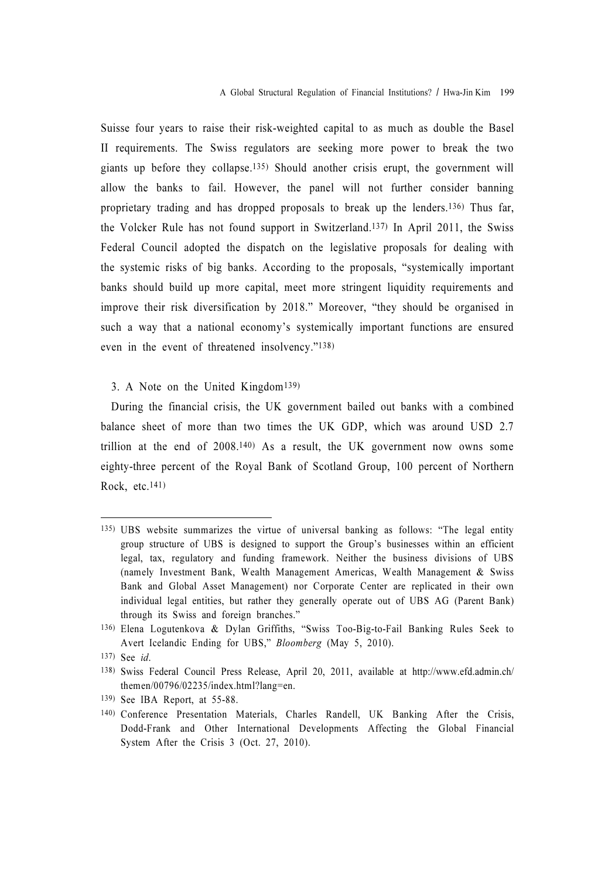Suisse four years to raise their risk-weighted capital to as much as double the Basel II requirements. The Swiss regulators are seeking more power to break the two giants up before they collapse.[135] Should another crisis erupt, the government will allow the banks to fail. However, the panel will not further consider banning proprietary trading and has dropped proposals to break up the lenders.[136] Thus far, the Volcker Rule has not found support in Switzerland.[137] In April 2011, the Swiss Federal Council adopted the dispatch on the legislative proposals for dealing with the systemic risks of big banks. According to the proposals, "systemically important banks should build up more capital, meet more stringent liquidity requirements and improve their risk diversification by 2018." Moreover, "they should be organised in such a way that a national economy's systemically important functions are ensured even in the event of threatened insolvency."[138]

### 3. A Note on the United Kingdom[139]

During the financial crisis, the UK government bailed out banks with a combined balance sheet of more than two times the UK GDP, which was around USD 2.7 trillion at the end of 2008.[140] As a result, the UK government now owns some eighty-three percent of the Royal Bank of Scotland Group, 100 percent of Northern Rock, etc.[141]

---

135) UBS website summarizes the virtue of universal banking as follows: "The legal entity group structure of UBS is designed to support the Group's businesses within an efficient legal, tax, regulatory and funding framework. Neither the business divisions of UBS (namely Investment Bank, Wealth Management Americas, Wealth Management & Swiss Bank and Global Asset Management) nor Corporate Center are replicated in their own individual legal entities, but rather they generally operate out of UBS AG (Parent Bank) through its Swiss and foreign branches."

136) Elena Logutenkova & Dylan Griffiths, "Swiss Too-Big-to-Fail Banking Rules Seek to Avert Icelandic Ending for UBS," *Bloomberg* (May 5, 2010).

137) See *id*.

138) Swiss Federal Council Press Release, April 20, 2011, available at http://www.efd.admin.ch/themen/00796/02235/index.html?lang=en.

139) See IBA Report, at 55-88.

140) Conference Presentation Materials, Charles Randell, UK Banking After the Crisis, Dodd-Frank and Other International Developments Affecting the Global Financial System After the Crisis 3 (Oct. 27, 2010).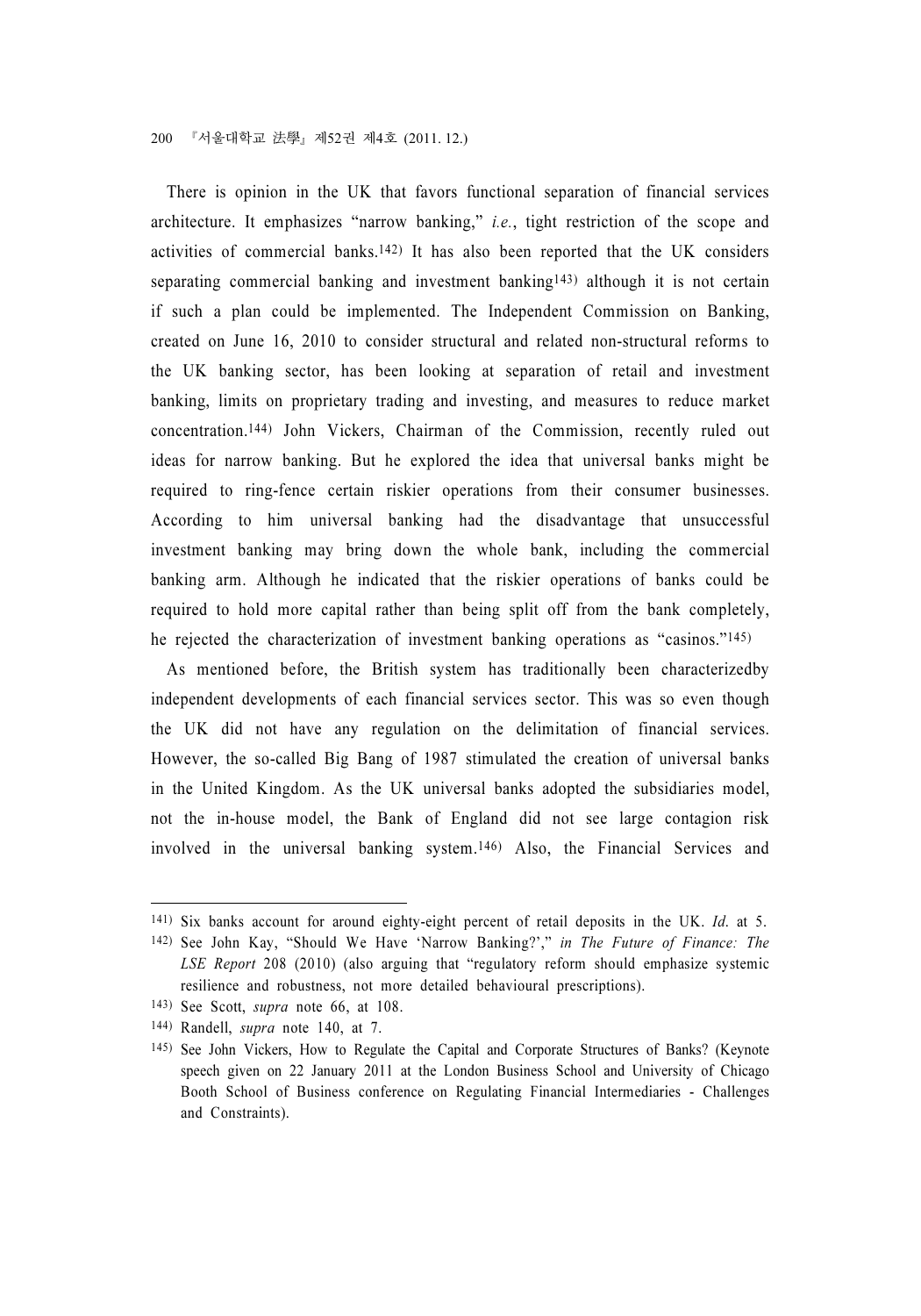There is opinion in the UK that favors functional separation of financial services architecture. It emphasizes "narrow banking," *i.e.*, tight restriction of the scope and activities of commercial banks.[142] It has also been reported that the UK considers separating commercial banking and investment banking[143] although it is not certain if such a plan could be implemented. The Independent Commission on Banking, created on June 16, 2010 to consider structural and related non-structural reforms to the UK banking sector, has been looking at separation of retail and investment banking, limits on proprietary trading and investing, and measures to reduce market concentration.[144] John Vickers, Chairman of the Commission, recently ruled out ideas for narrow banking. But he explored the idea that universal banks might be required to ring-fence certain riskier operations from their consumer businesses. According to him universal banking had the disadvantage that unsuccessful investment banking may bring down the whole bank, including the commercial banking arm. Although he indicated that the riskier operations of banks could be required to hold more capital rather than being split off from the bank completely, he rejected the characterization of investment banking operations as "casinos."[145]

As mentioned before, the British system has traditionally been characterizedby independent developments of each financial services sector. This was so even though the UK did not have any regulation on the delimitation of financial services. However, the so-called Big Bang of 1987 stimulated the creation of universal banks in the United Kingdom. As the UK universal banks adopted the subsidiaries model, not the in-house model, the Bank of England did not see large contagion risk involved in the universal banking system.[146] Also, the Financial Services and

---

141) Six banks account for around eighty-eight percent of retail deposits in the UK. *Id*. at 5.

142) See John Kay, "Should We Have 'Narrow Banking?'," *in The Future of Finance: The LSE Report* 208 (2010) (also arguing that "regulatory reform should emphasize systemic resilience and robustness, not more detailed behavioural prescriptions).

143) See Scott, *supra* note 66, at 108.

144) Randell, *supra* note 140, at 7.

145) See John Vickers, How to Regulate the Capital and Corporate Structures of Banks? (Keynote speech given on 22 January 2011 at the London Business School and University of Chicago Booth School of Business conference on Regulating Financial Intermediaries - Challenges and Constraints).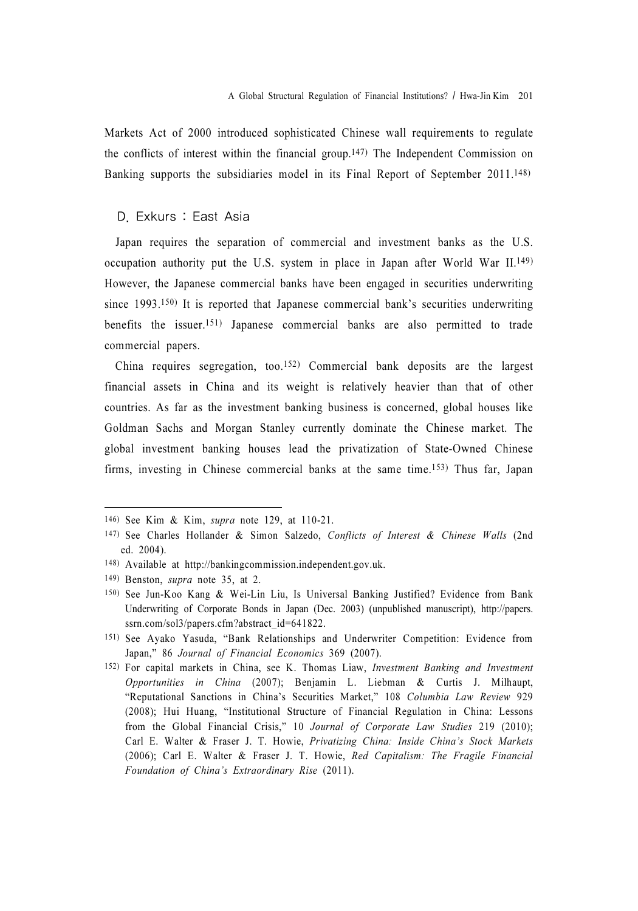Markets Act of 2000 introduced sophisticated Chinese wall requirements to regulate the conflicts of interest within the financial group.[147] The Independent Commission on Banking supports the subsidiaries model in its Final Report of September 2011.[148]

### D. Exkurs : East Asia

Japan requires the separation of commercial and investment banks as the U.S. occupation authority put the U.S. system in place in Japan after World War II.[149] However, the Japanese commercial banks have been engaged in securities underwriting since 1993.[150] It is reported that Japanese commercial bank's securities underwriting benefits the issuer.[151] Japanese commercial banks are also permitted to trade commercial papers.

China requires segregation, too.[152] Commercial bank deposits are the largest financial assets in China and its weight is relatively heavier than that of other countries. As far as the investment banking business is concerned, global houses like Goldman Sachs and Morgan Stanley currently dominate the Chinese market. The global investment banking houses lead the privatization of State-Owned Chinese firms, investing in Chinese commercial banks at the same time.[153] Thus far, Japan

---

146) See Kim & Kim, *supra* note 129, at 110-21.

147) See Charles Hollander & Simon Salzedo, *Conflicts of Interest & Chinese Walls* (2nd ed. 2004).

148) Available at http://bankingcommission.independent.gov.uk.

149) Benston, *supra* note 35, at 2.

150) See Jun-Koo Kang & Wei-Lin Liu, Is Universal Banking Justified? Evidence from Bank Underwriting of Corporate Bonds in Japan (Dec. 2003) (unpublished manuscript), http://papers.ssrn.com/sol3/papers.cfm?abstract_id=641822.

151) See Ayako Yasuda, "Bank Relationships and Underwriter Competition: Evidence from Japan," 86 *Journal of Financial Economics* 369 (2007).

152) For capital markets in China, see K. Thomas Liaw, *Investment Banking and Investment Opportunities in China* (2007); Benjamin L. Liebman & Curtis J. Milhaupt, "Reputational Sanctions in China's Securities Market," 108 *Columbia Law Review* 929 (2008); Hui Huang, "Institutional Structure of Financial Regulation in China: Lessons from the Global Financial Crisis," 10 *Journal of Corporate Law Studies* 219 (2010); Carl E. Walter & Fraser J. T. Howie, *Privatizing China: Inside China's Stock Markets* (2006); Carl E. Walter & Fraser J. T. Howie, *Red Capitalism: The Fragile Financial Foundation of China's Extraordinary Rise* (2011).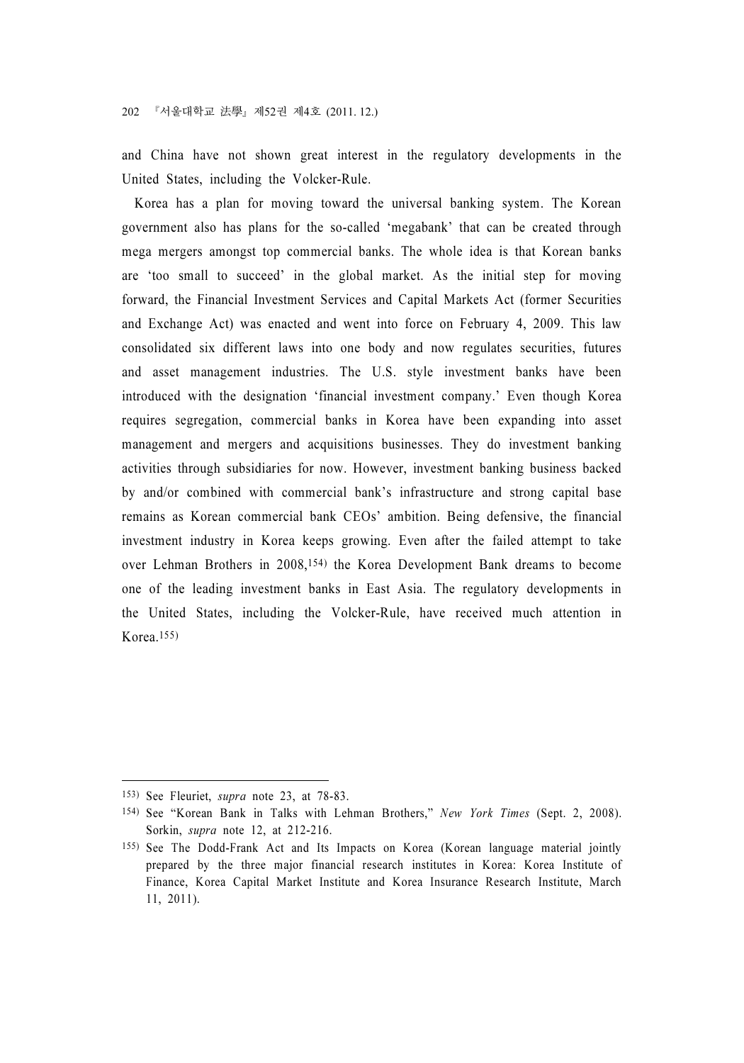and China have not shown great interest in the regulatory developments in the United States, including the Volcker-Rule.

Korea has a plan for moving toward the universal banking system. The Korean government also has plans for the so-called 'megabank' that can be created through mega mergers amongst top commercial banks. The whole idea is that Korean banks are 'too small to succeed' in the global market. As the initial step for moving forward, the Financial Investment Services and Capital Markets Act (former Securities and Exchange Act) was enacted and went into force on February 4, 2009. This law consolidated six different laws into one body and now regulates securities, futures and asset management industries. The U.S. style investment banks have been introduced with the designation 'financial investment company.' Even though Korea requires segregation, commercial banks in Korea have been expanding into asset management and mergers and acquisitions businesses. They do investment banking activities through subsidiaries for now. However, investment banking business backed by and/or combined with commercial bank's infrastructure and strong capital base remains as Korean commercial bank CEOs' ambition. Being defensive, the financial investment industry in Korea keeps growing. Even after the failed attempt to take over Lehman Brothers in 2008,[154] the Korea Development Bank dreams to become one of the leading investment banks in East Asia. The regulatory developments in the United States, including the Volcker-Rule, have received much attention in Korea.[155]

---

153) See Fleuriet, *supra* note 23, at 78-83.

154) See "Korean Bank in Talks with Lehman Brothers," *New York Times* (Sept. 2, 2008). Sorkin, *supra* note 12, at 212-216.

155) See The Dodd-Frank Act and Its Impacts on Korea (Korean language material jointly prepared by the three major financial research institutes in Korea: Korea Institute of Finance, Korea Capital Market Institute and Korea Insurance Research Institute, March 11, 2011).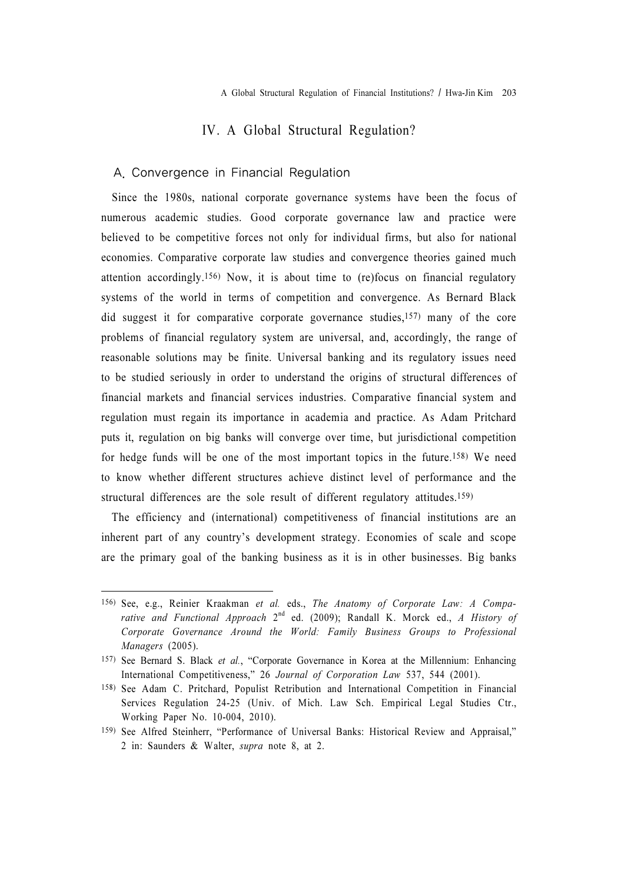# IV. A Global Structural Regulation?

## A. Convergence in Financial Regulation

Since the 1980s, national corporate governance systems have been the focus of numerous academic studies. Good corporate governance law and practice were believed to be competitive forces not only for individual firms, but also for national economies. Comparative corporate law studies and convergence theories gained much attention accordingly.[156] Now, it is about time to (re)focus on financial regulatory systems of the world in terms of competition and convergence. As Bernard Black did suggest it for comparative corporate governance studies,[157] many of the core problems of financial regulatory system are universal, and, accordingly, the range of reasonable solutions may be finite. Universal banking and its regulatory issues need to be studied seriously in order to understand the origins of structural differences of financial markets and financial services industries. Comparative financial system and regulation must regain its importance in academia and practice. As Adam Pritchard puts it, regulation on big banks will converge over time, but jurisdictional competition for hedge funds will be one of the most important topics in the future.[158] We need to know whether different structures achieve distinct level of performance and the structural differences are the sole result of different regulatory attitudes.[159]

The efficiency and (international) competitiveness of financial institutions are an inherent part of any country's development strategy. Economies of scale and scope are the primary goal of the banking business as it is in other businesses. Big banks

---

156) See, e.g., Reinier Kraakman *et al.* eds., *The Anatomy of Corporate Law: A Comparative and Functional Approach* 2nd ed. (2009); Randall K. Morck ed., *A History of Corporate Governance Around the World: Family Business Groups to Professional Managers* (2005).

157) See Bernard S. Black *et al.*, "Corporate Governance in Korea at the Millennium: Enhancing International Competitiveness," 26 *Journal of Corporation Law* 537, 544 (2001).

158) See Adam C. Pritchard, Populist Retribution and International Competition in Financial Services Regulation 24-25 (Univ. of Mich. Law Sch. Empirical Legal Studies Ctr., Working Paper No. 10-004, 2010).

159) See Alfred Steinherr, "Performance of Universal Banks: Historical Review and Appraisal," 2 in: Saunders & Walter, *supra* note 8, at 2.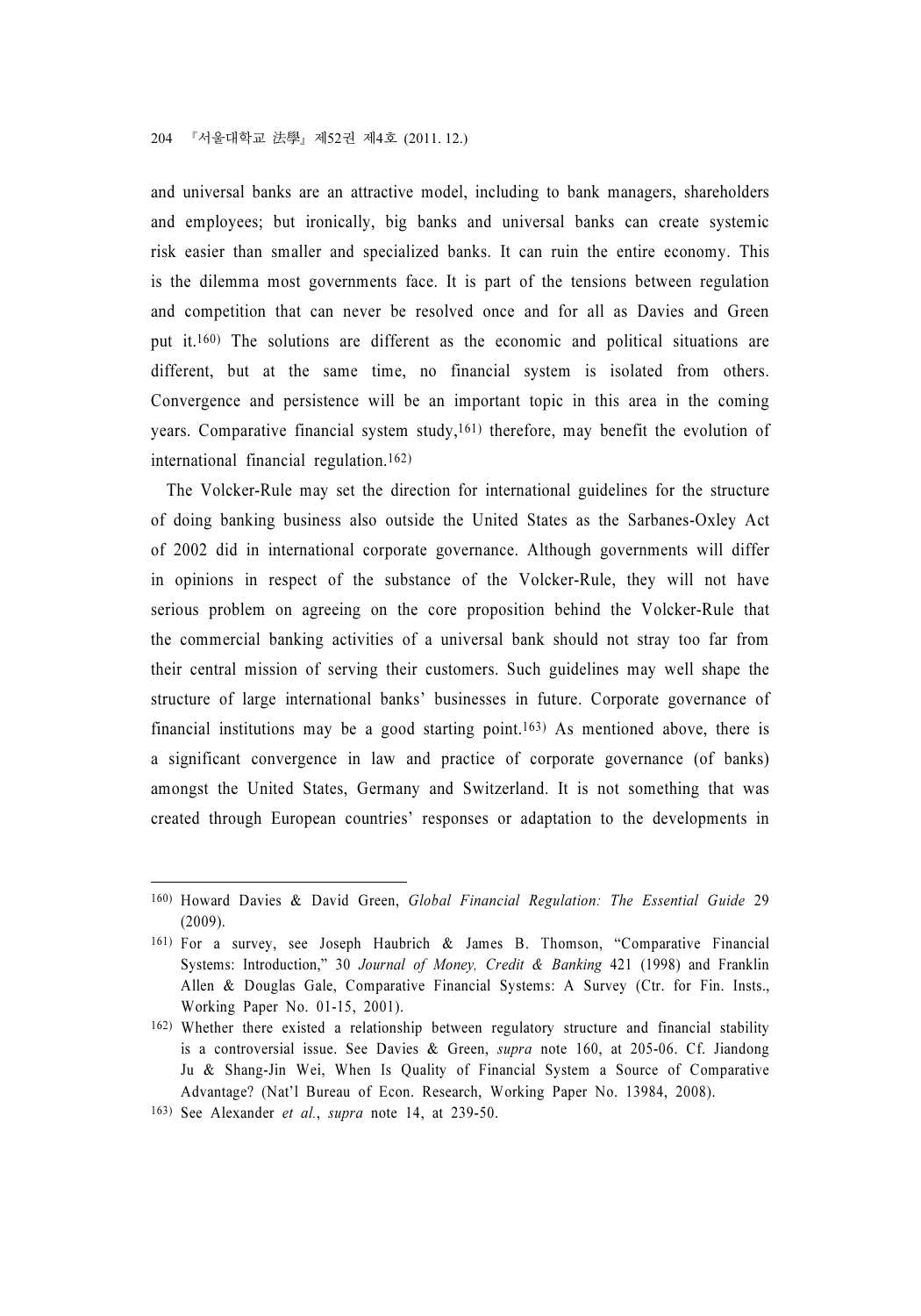and universal banks are an attractive model, including to bank managers, shareholders and employees; but ironically, big banks and universal banks can create systemic risk easier than smaller and specialized banks. It can ruin the entire economy. This is the dilemma most governments face. It is part of the tensions between regulation and competition that can never be resolved once and for all as Davies and Green put it.[160] The solutions are different as the economic and political situations are different, but at the same time, no financial system is isolated from others. Convergence and persistence will be an important topic in this area in the coming years. Comparative financial system study,[161] therefore, may benefit the evolution of international financial regulation.[162]

The Volcker-Rule may set the direction for international guidelines for the structure of doing banking business also outside the United States as the Sarbanes-Oxley Act of 2002 did in international corporate governance. Although governments will differ in opinions in respect of the substance of the Volcker-Rule, they will not have serious problem on agreeing on the core proposition behind the Volcker-Rule that the commercial banking activities of a universal bank should not stray too far from their central mission of serving their customers. Such guidelines may well shape the structure of large international banks' businesses in future. Corporate governance of financial institutions may be a good starting point.[163] As mentioned above, there is a significant convergence in law and practice of corporate governance (of banks) amongst the United States, Germany and Switzerland. It is not something that was created through European countries' responses or adaptation to the developments in

---

160) Howard Davies & David Green, *Global Financial Regulation: The Essential Guide* 29 (2009).

161) For a survey, see Joseph Haubrich & James B. Thomson, "Comparative Financial Systems: Introduction," 30 *Journal of Money, Credit & Banking* 421 (1998) and Franklin Allen & Douglas Gale, Comparative Financial Systems: A Survey (Ctr. for Fin. Insts., Working Paper No. 01-15, 2001).

162) Whether there existed a relationship between regulatory structure and financial stability is a controversial issue. See Davies & Green, *supra* note 160, at 205-06. Cf. Jiandong Ju & Shang-Jin Wei, When Is Quality of Financial System a Source of Comparative Advantage? (Nat'l Bureau of Econ. Research, Working Paper No. 13984, 2008).

163) See Alexander *et al.*, *supra* note 14, at 239-50.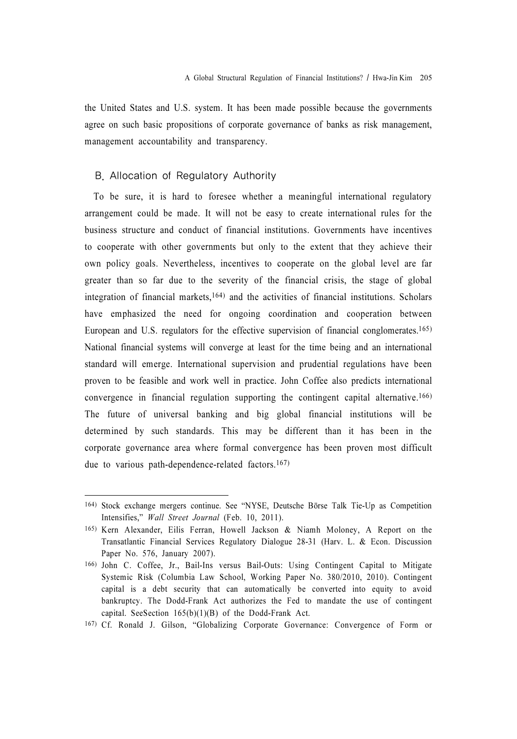the United States and U.S. system. It has been made possible because the governments agree on such basic propositions of corporate governance of banks as risk management, management accountability and transparency.

### B. Allocation of Regulatory Authority

To be sure, it is hard to foresee whether a meaningful international regulatory arrangement could be made. It will not be easy to create international rules for the business structure and conduct of financial institutions. Governments have incentives to cooperate with other governments but only to the extent that they achieve their own policy goals. Nevertheless, incentives to cooperate on the global level are far greater than so far due to the severity of the financial crisis, the stage of global integration of financial markets,[164] and the activities of financial institutions. Scholars have emphasized the need for ongoing coordination and cooperation between European and U.S. regulators for the effective supervision of financial conglomerates.[165] National financial systems will converge at least for the time being and an international standard will emerge. International supervision and prudential regulations have been proven to be feasible and work well in practice. John Coffee also predicts international convergence in financial regulation supporting the contingent capital alternative.[166] The future of universal banking and big global financial institutions will be determined by such standards. This may be different than it has been in the corporate governance area where formal convergence has been proven most difficult due to various path-dependence-related factors.[167]

---

164) Stock exchange mergers continue. See "NYSE, Deutsche Börse Talk Tie-Up as Competition Intensifies," *Wall Street Journal* (Feb. 10, 2011).

165) Kern Alexander, Eilis Ferran, Howell Jackson & Niamh Moloney, A Report on the Transatlantic Financial Services Regulatory Dialogue 28-31 (Harv. L. & Econ. Discussion Paper No. 576, January 2007).

166) John C. Coffee, Jr., Bail-Ins versus Bail-Outs: Using Contingent Capital to Mitigate Systemic Risk (Columbia Law School, Working Paper No. 380/2010, 2010). Contingent capital is a debt security that can automatically be converted into equity to avoid bankruptcy. The Dodd-Frank Act authorizes the Fed to mandate the use of contingent capital. SeeSection 165(b)(1)(B) of the Dodd-Frank Act.

167) Cf. Ronald J. Gilson, "Globalizing Corporate Governance: Convergence of Form or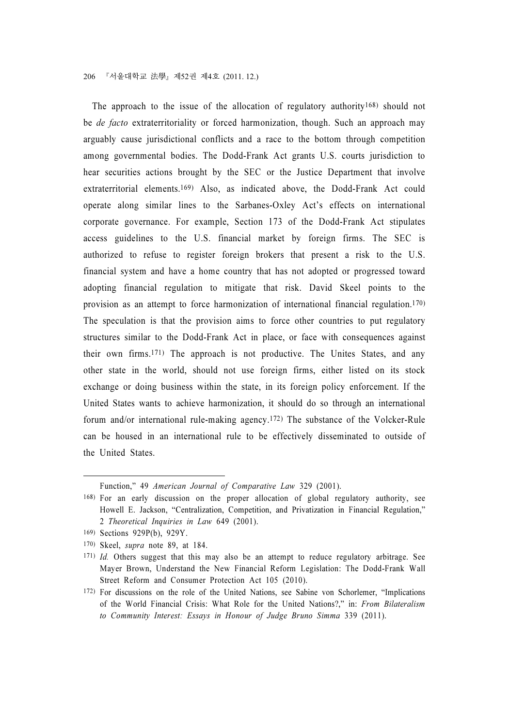The approach to the issue of the allocation of regulatory authority[168] should not be *de facto* extraterritoriality or forced harmonization, though. Such an approach may arguably cause jurisdictional conflicts and a race to the bottom through competition among governmental bodies. The Dodd-Frank Act grants U.S. courts jurisdiction to hear securities actions brought by the SEC or the Justice Department that involve extraterritorial elements.[169] Also, as indicated above, the Dodd-Frank Act could operate along similar lines to the Sarbanes-Oxley Act's effects on international corporate governance. For example, Section 173 of the Dodd-Frank Act stipulates access guidelines to the U.S. financial market by foreign firms. The SEC is authorized to refuse to register foreign brokers that present a risk to the U.S. financial system and have a home country that has not adopted or progressed toward adopting financial regulation to mitigate that risk. David Skeel points to the provision as an attempt to force harmonization of international financial regulation.[170] The speculation is that the provision aims to force other countries to put regulatory structures similar to the Dodd-Frank Act in place, or face with consequences against their own firms.[171] The approach is not productive. The Unites States, and any other state in the world, should not use foreign firms, either listed on its stock exchange or doing business within the state, in its foreign policy enforcement. If the United States wants to achieve harmonization, it should do so through an international forum and/or international rule-making agency.[172] The substance of the Volcker-Rule can be housed in an international rule to be effectively disseminated to outside of the United States.

---

Function," 49 *American Journal of Comparative Law* 329 (2001).

168) For an early discussion on the proper allocation of global regulatory authority, see Howell E. Jackson, "Centralization, Competition, and Privatization in Financial Regulation," 2 *Theoretical Inquiries in Law* 649 (2001).

169) Sections 929P(b), 929Y.

170) Skeel, *supra* note 89, at 184.

171) *Id.* Others suggest that this may also be an attempt to reduce regulatory arbitrage. See Mayer Brown, Understand the New Financial Reform Legislation: The Dodd-Frank Wall Street Reform and Consumer Protection Act 105 (2010).

172) For discussions on the role of the United Nations, see Sabine von Schorlemer, "Implications of the World Financial Crisis: What Role for the United Nations?," in: *From Bilateralism to Community Interest: Essays in Honour of Judge Bruno Simma* 339 (2011).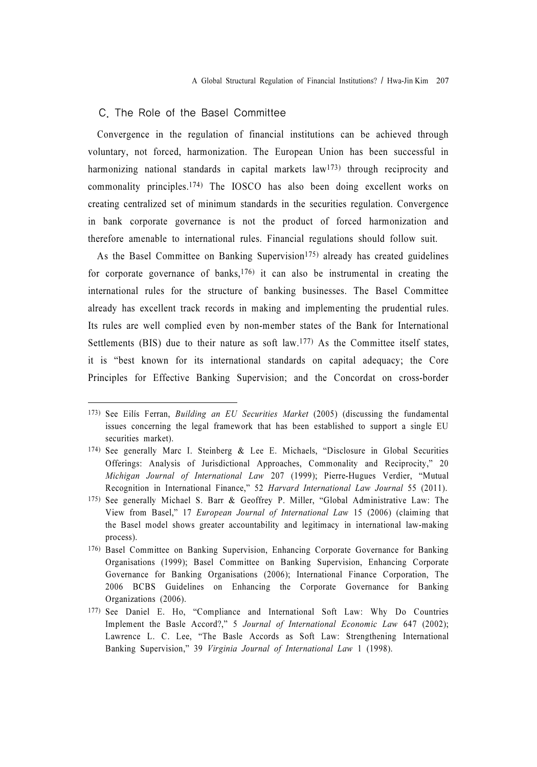## C. The Role of the Basel Committee

Convergence in the regulation of financial institutions can be achieved through voluntary, not forced, harmonization. The European Union has been successful in harmonizing national standards in capital markets law[173] through reciprocity and commonality principles.[174] The IOSCO has also been doing excellent works on creating centralized set of minimum standards in the securities regulation. Convergence in bank corporate governance is not the product of forced harmonization and therefore amenable to international rules. Financial regulations should follow suit.

As the Basel Committee on Banking Supervision[175] already has created guidelines for corporate governance of banks,[176] it can also be instrumental in creating the international rules for the structure of banking businesses. The Basel Committee already has excellent track records in making and implementing the prudential rules. Its rules are well complied even by non-member states of the Bank for International Settlements (BIS) due to their nature as soft law.[177] As the Committee itself states, it is "best known for its international standards on capital adequacy; the Core Principles for Effective Banking Supervision; and the Concordat on cross-border

---

173) See Eilís Ferran, *Building an EU Securities Market* (2005) (discussing the fundamental issues concerning the legal framework that has been established to support a single EU securities market).

174) See generally Marc I. Steinberg & Lee E. Michaels, "Disclosure in Global Securities Offerings: Analysis of Jurisdictional Approaches, Commonality and Reciprocity," 20 *Michigan Journal of International Law* 207 (1999); Pierre-Hugues Verdier, "Mutual Recognition in International Finance," 52 *Harvard International Law Journal* 55 (2011).

175) See generally Michael S. Barr & Geoffrey P. Miller, "Global Administrative Law: The View from Basel," 17 *European Journal of International Law* 15 (2006) (claiming that the Basel model shows greater accountability and legitimacy in international law-making process).

176) Basel Committee on Banking Supervision, Enhancing Corporate Governance for Banking Organisations (1999); Basel Committee on Banking Supervision, Enhancing Corporate Governance for Banking Organisations (2006); International Finance Corporation, The 2006 BCBS Guidelines on Enhancing the Corporate Governance for Banking Organizations (2006).

177) See Daniel E. Ho, "Compliance and International Soft Law: Why Do Countries Implement the Basle Accord?," 5 *Journal of International Economic Law* 647 (2002); Lawrence L. C. Lee, "The Basle Accords as Soft Law: Strengthening International Banking Supervision," 39 *Virginia Journal of International Law* 1 (1998).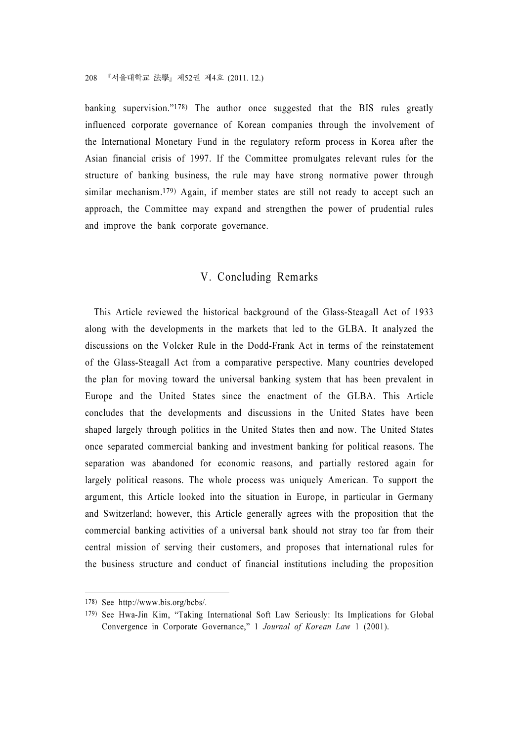banking supervision."[178] The author once suggested that the BIS rules greatly influenced corporate governance of Korean companies through the involvement of the International Monetary Fund in the regulatory reform process in Korea after the Asian financial crisis of 1997. If the Committee promulgates relevant rules for the structure of banking business, the rule may have strong normative power through similar mechanism.[179] Again, if member states are still not ready to accept such an approach, the Committee may expand and strengthen the power of prudential rules and improve the bank corporate governance.

## V. Concluding Remarks

This Article reviewed the historical background of the Glass-Steagall Act of 1933 along with the developments in the markets that led to the GLBA. It analyzed the discussions on the Volcker Rule in the Dodd-Frank Act in terms of the reinstatement of the Glass-Steagall Act from a comparative perspective. Many countries developed the plan for moving toward the universal banking system that has been prevalent in Europe and the United States since the enactment of the GLBA. This Article concludes that the developments and discussions in the United States have been shaped largely through politics in the United States then and now. The United States once separated commercial banking and investment banking for political reasons. The separation was abandoned for economic reasons, and partially restored again for largely political reasons. The whole process was uniquely American. To support the argument, this Article looked into the situation in Europe, in particular in Germany and Switzerland; however, this Article generally agrees with the proposition that the commercial banking activities of a universal bank should not stray too far from their central mission of serving their customers, and proposes that international rules for the business structure and conduct of financial institutions including the proposition

---

178) See http://www.bis.org/bcbs/.

179) See Hwa-Jin Kim, "Taking International Soft Law Seriously: Its Implications for Global Convergence in Corporate Governance," 1 *Journal of Korean Law* 1 (2001).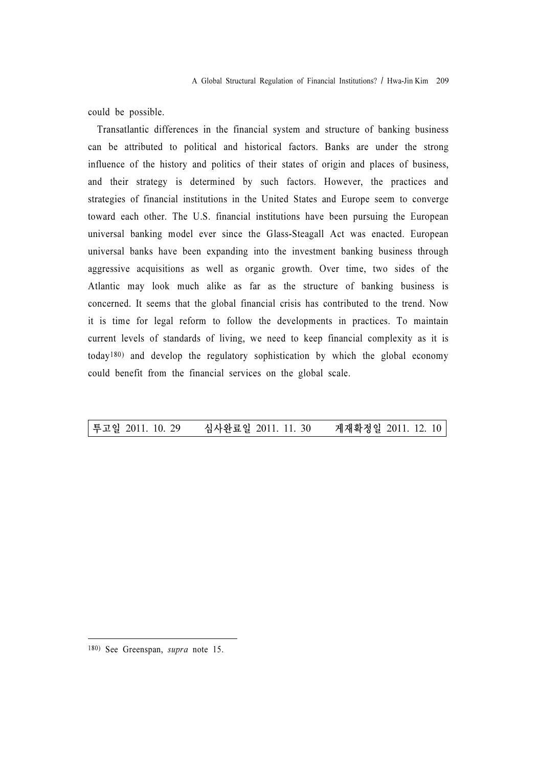could be possible.

Transatlantic differences in the financial system and structure of banking business can be attributed to political and historical factors. Banks are under the strong influence of the history and politics of their states of origin and places of business, and their strategy is determined by such factors. However, the practices and strategies of financial institutions in the United States and Europe seem to converge toward each other. The U.S. financial institutions have been pursuing the European universal banking model ever since the Glass-Steagall Act was enacted. European universal banks have been expanding into the investment banking business through aggressive acquisitions as well as organic growth. Over time, two sides of the Atlantic may look much alike as far as the structure of banking business is concerned. It seems that the global financial crisis has contributed to the trend. Now it is time for legal reform to follow the developments in practices. To maintain current levels of standards of living, we need to keep financial complexity as it is today[180] and develop the regulatory sophistication by which the global economy could benefit from the financial services on the global scale.

| 투고일 2011. 10. 29 | 심사완료일 2011. 11. 30 | 게재확정일 2011. 12. 10 |
|---|---|---|

---

180) See Greenspan, *supra* note 15.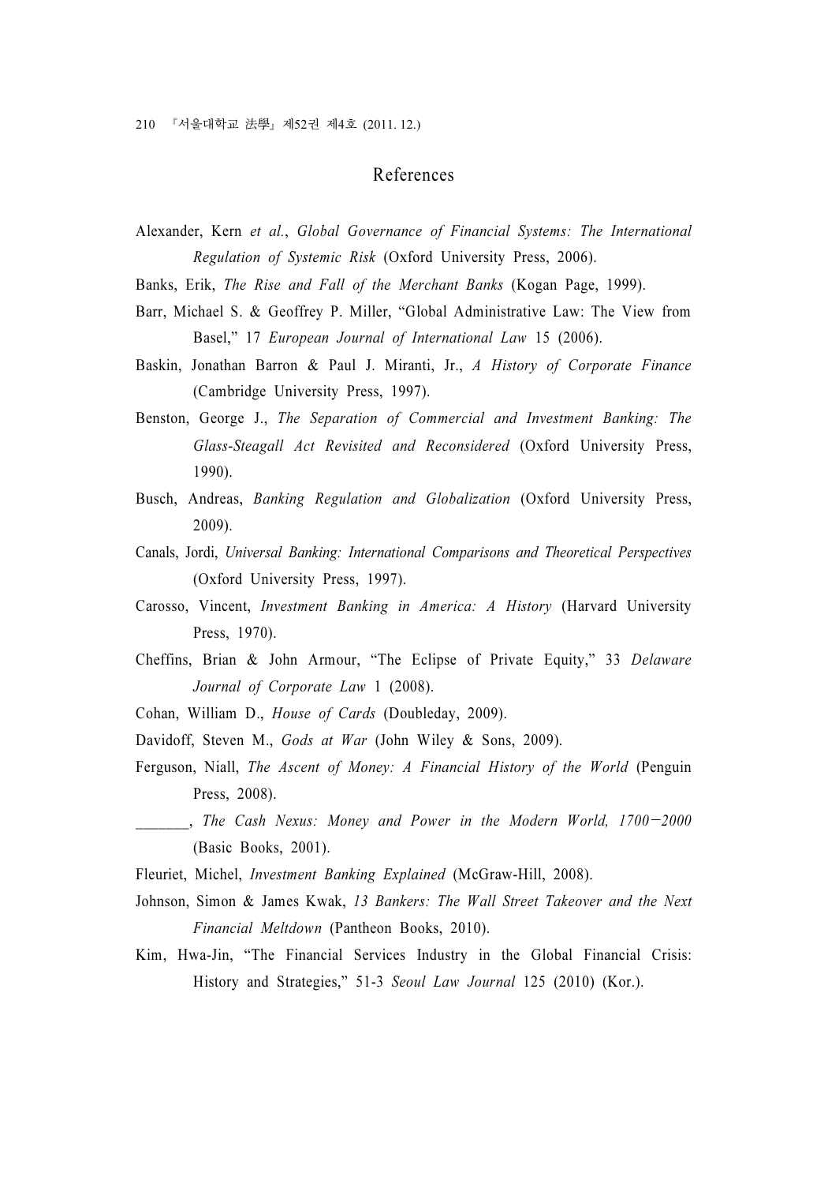## References

Alexander, Kern *et al.*, *Global Governance of Financial Systems: The International Regulation of Systemic Risk* (Oxford University Press, 2006).

Banks, Erik, *The Rise and Fall of the Merchant Banks* (Kogan Page, 1999).

Barr, Michael S. & Geoffrey P. Miller, "Global Administrative Law: The View from Basel," 17 *European Journal of International Law* 15 (2006).

Baskin, Jonathan Barron & Paul J. Miranti, Jr., *A History of Corporate Finance* (Cambridge University Press, 1997).

Benston, George J., *The Separation of Commercial and Investment Banking: The Glass-Steagall Act Revisited and Reconsidered* (Oxford University Press, 1990).

Busch, Andreas, *Banking Regulation and Globalization* (Oxford University Press, 2009).

Canals, Jordi, *Universal Banking: International Comparisons and Theoretical Perspectives* (Oxford University Press, 1997).

Carosso, Vincent, *Investment Banking in America: A History* (Harvard University Press, 1970).

Cheffins, Brian & John Armour, "The Eclipse of Private Equity," 33 *Delaware Journal of Corporate Law* 1 (2008).

Cohan, William D., *House of Cards* (Doubleday, 2009).

Davidoff, Steven M., *Gods at War* (John Wiley & Sons, 2009).

Ferguson, Niall, *The Ascent of Money: A Financial History of the World* (Penguin Press, 2008).

_______, *The Cash Nexus: Money and Power in the Modern World, 1700−2000* (Basic Books, 2001).

Fleuriet, Michel, *Investment Banking Explained* (McGraw-Hill, 2008).

Johnson, Simon & James Kwak, *13 Bankers: The Wall Street Takeover and the Next Financial Meltdown* (Pantheon Books, 2010).

Kim, Hwa-Jin, "The Financial Services Industry in the Global Financial Crisis: History and Strategies," 51-3 *Seoul Law Journal* 125 (2010) (Kor.).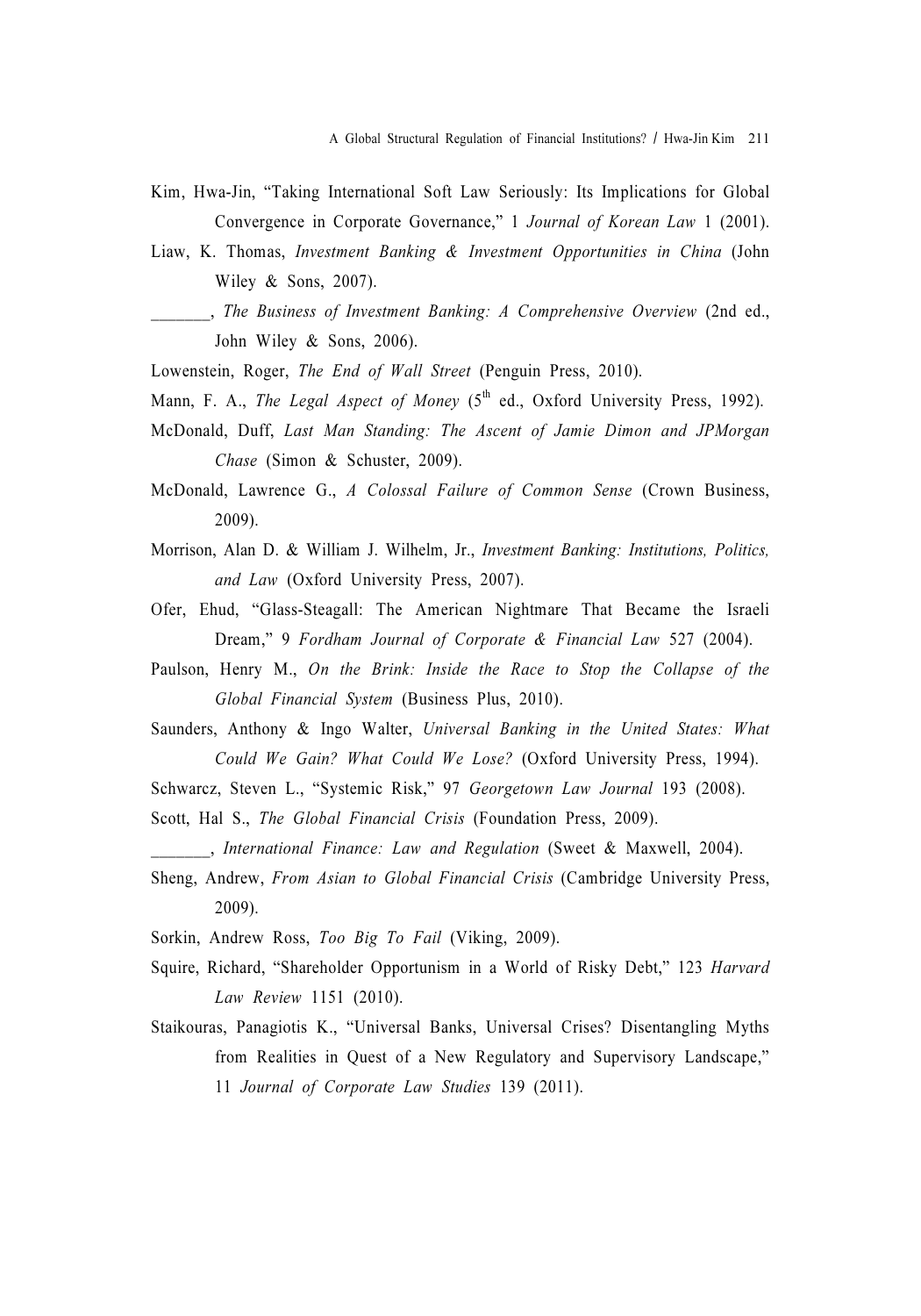Kim, Hwa-Jin, "Taking International Soft Law Seriously: Its Implications for Global Convergence in Corporate Governance," 1 *Journal of Korean Law* 1 (2001).

Liaw, K. Thomas, *Investment Banking & Investment Opportunities in China* (John Wiley & Sons, 2007).

_______, *The Business of Investment Banking: A Comprehensive Overview* (2nd ed., John Wiley & Sons, 2006).

Lowenstein, Roger, *The End of Wall Street* (Penguin Press, 2010).

Mann, F. A., *The Legal Aspect of Money* ($5^{th}$ ed., Oxford University Press, 1992).

McDonald, Duff, *Last Man Standing: The Ascent of Jamie Dimon and JPMorgan Chase* (Simon & Schuster, 2009).

McDonald, Lawrence G., *A Colossal Failure of Common Sense* (Crown Business, 2009).

Morrison, Alan D. & William J. Wilhelm, Jr., *Investment Banking: Institutions, Politics, and Law* (Oxford University Press, 2007).

Ofer, Ehud, "Glass-Steagall: The American Nightmare That Became the Israeli Dream," 9 *Fordham Journal of Corporate & Financial Law* 527 (2004).

Paulson, Henry M., *On the Brink: Inside the Race to Stop the Collapse of the Global Financial System* (Business Plus, 2010).

Saunders, Anthony & Ingo Walter, *Universal Banking in the United States: What Could We Gain? What Could We Lose?* (Oxford University Press, 1994).

Schwarcz, Steven L., "Systemic Risk," 97 *Georgetown Law Journal* 193 (2008).

Scott, Hal S., *The Global Financial Crisis* (Foundation Press, 2009).

_______, *International Finance: Law and Regulation* (Sweet & Maxwell, 2004).

Sheng, Andrew, *From Asian to Global Financial Crisis* (Cambridge University Press, 2009).

Sorkin, Andrew Ross, *Too Big To Fail* (Viking, 2009).

Squire, Richard, "Shareholder Opportunism in a World of Risky Debt," 123 *Harvard Law Review* 1151 (2010).

Staikouras, Panagiotis K., "Universal Banks, Universal Crises? Disentangling Myths from Realities in Quest of a New Regulatory and Supervisory Landscape," 11 *Journal of Corporate Law Studies* 139 (2011).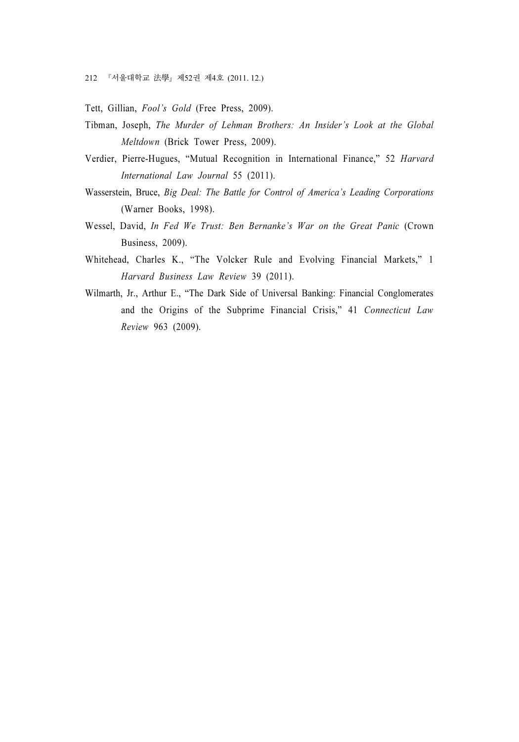Tett, Gillian, *Fool's Gold* (Free Press, 2009).

Tibman, Joseph, *The Murder of Lehman Brothers: An Insider's Look at the Global Meltdown* (Brick Tower Press, 2009).

Verdier, Pierre-Hugues, "Mutual Recognition in International Finance," 52 *Harvard International Law Journal* 55 (2011).

Wasserstein, Bruce, *Big Deal: The Battle for Control of America's Leading Corporations* (Warner Books, 1998).

Wessel, David, *In Fed We Trust: Ben Bernanke's War on the Great Panic* (Crown Business, 2009).

Whitehead, Charles K., "The Volcker Rule and Evolving Financial Markets," 1 *Harvard Business Law Review* 39 (2011).

Wilmarth, Jr., Arthur E., "The Dark Side of Universal Banking: Financial Conglomerates and the Origins of the Subprime Financial Crisis," 41 *Connecticut Law Review* 963 (2009).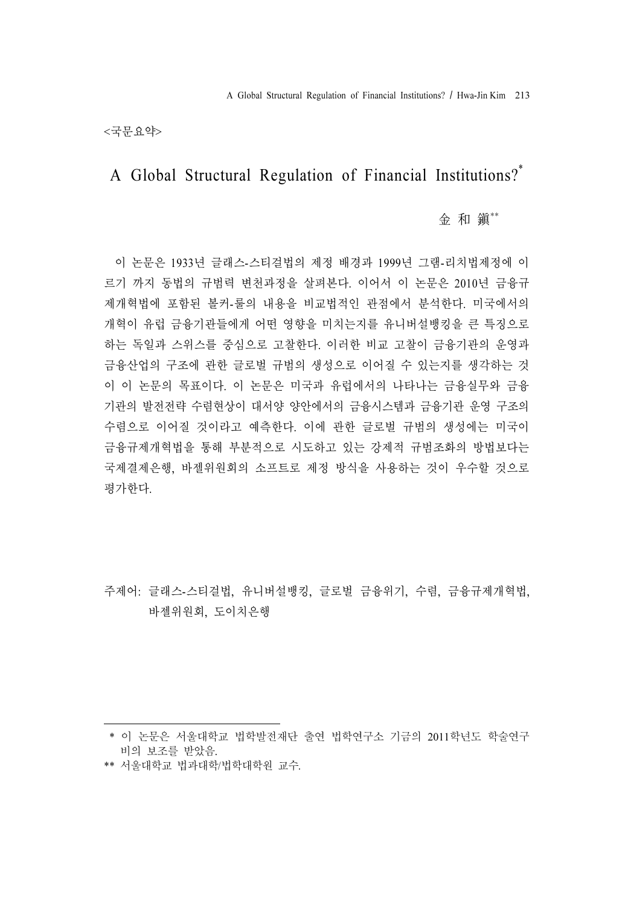<국문요약>

# A Global Structural Regulation of Financial Institutions?*

金 和 鎭**

이 논문은 1933년 글래스-스티걸법의 제정 배경과 1999년 그램-리치법제정에 이르기 까지 동법의 규범력 변천과정을 살펴본다. 이어서 이 논문은 2010년 금융규제개혁법에 포함된 볼커-룰의 내용을 비교법적인 관점에서 분석한다. 미국에서의 개혁이 유럽 금융기관들에게 어떤 영향을 미치는지를 유니버설뱅킹을 큰 특징으로 하는 독일과 스위스를 중심으로 고찰한다. 이러한 비교 고찰이 금융기관의 운영과 금융산업의 구조에 관한 글로벌 규범의 생성으로 이어질 수 있는지를 생각하는 것이 이 논문의 목표이다. 이 논문은 미국과 유럽에서의 나타나는 금융실무와 금융기관의 발전전략 수렴현상이 대서양 양안에서의 금융시스템과 금융기관 운영 구조의 수렴으로 이어질 것이라고 예측한다. 이에 관한 글로벌 규범의 생성에는 미국이 금융규제개혁법을 통해 부분적으로 시도하고 있는 강제적 규범조화의 방법보다는 국제결제은행, 바젤위원회의 소프트로 제정 방식을 사용하는 것이 우수할 것으로 평가한다.

주제어: 글래스-스티걸법, 유니버설뱅킹, 글로벌 금융위기, 수렴, 금융규제개혁법, 바젤위원회, 도이치은행

---

* 이 논문은 서울대학교 법학발전재단 출연 법학연구소 기금의 2011학년도 학술연구비의 보조를 받았음.

** 서울대학교 법과대학/법학대학원 교수.